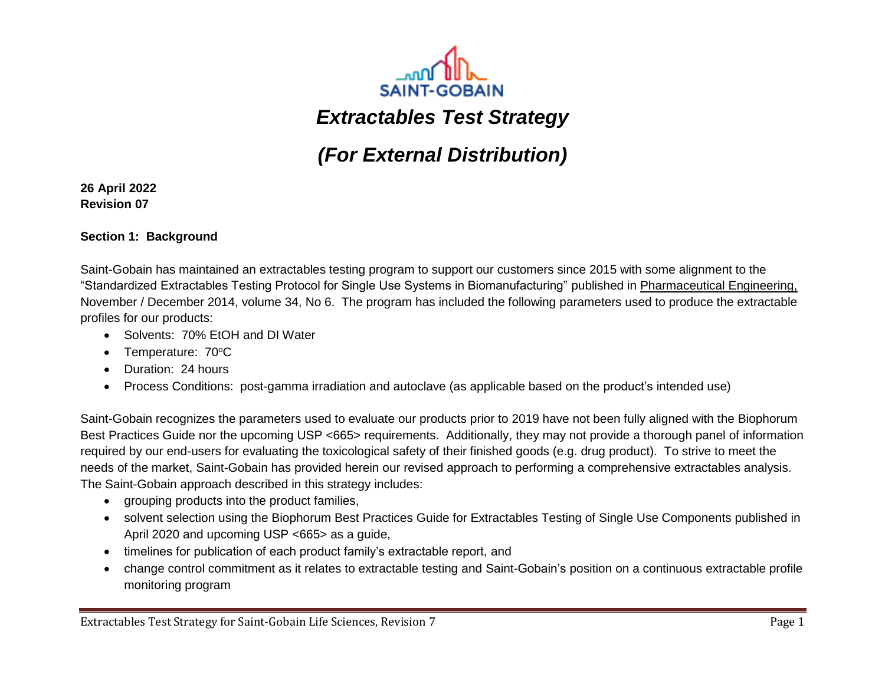SAINT-GOBAIN

# *Extractables Test Strategy*

# *(For External Distribution)*

**26 April 2022**
**Revision 07**

## Section 1: Background

Saint-Gobain has maintained an extractables testing program to support our customers since 2015 with some alignment to the "Standardized Extractables Testing Protocol for Single Use Systems in Biomanufacturing" published in Pharmaceutical Engineering, November / December 2014, volume 34, No 6. The program has included the following parameters used to produce the extractable profiles for our products:

- Solvents: 70% EtOH and DI Water
- Temperature: 70°C
- Duration: 24 hours
- Process Conditions: post-gamma irradiation and autoclave (as applicable based on the product's intended use)

Saint-Gobain recognizes the parameters used to evaluate our products prior to 2019 have not been fully aligned with the Biophorum Best Practices Guide nor the upcoming USP <665> requirements. Additionally, they may not provide a thorough panel of information required by our end-users for evaluating the toxicological safety of their finished goods (e.g. drug product). To strive to meet the needs of the market, Saint-Gobain has provided herein our revised approach to performing a comprehensive extractables analysis. The Saint-Gobain approach described in this strategy includes:

- grouping products into the product families,
- solvent selection using the Biophorum Best Practices Guide for Extractables Testing of Single Use Components published in April 2020 and upcoming USP <665> as a guide,
- timelines for publication of each product family's extractable report, and
- change control commitment as it relates to extractable testing and Saint-Gobain's position on a continuous extractable profile monitoring program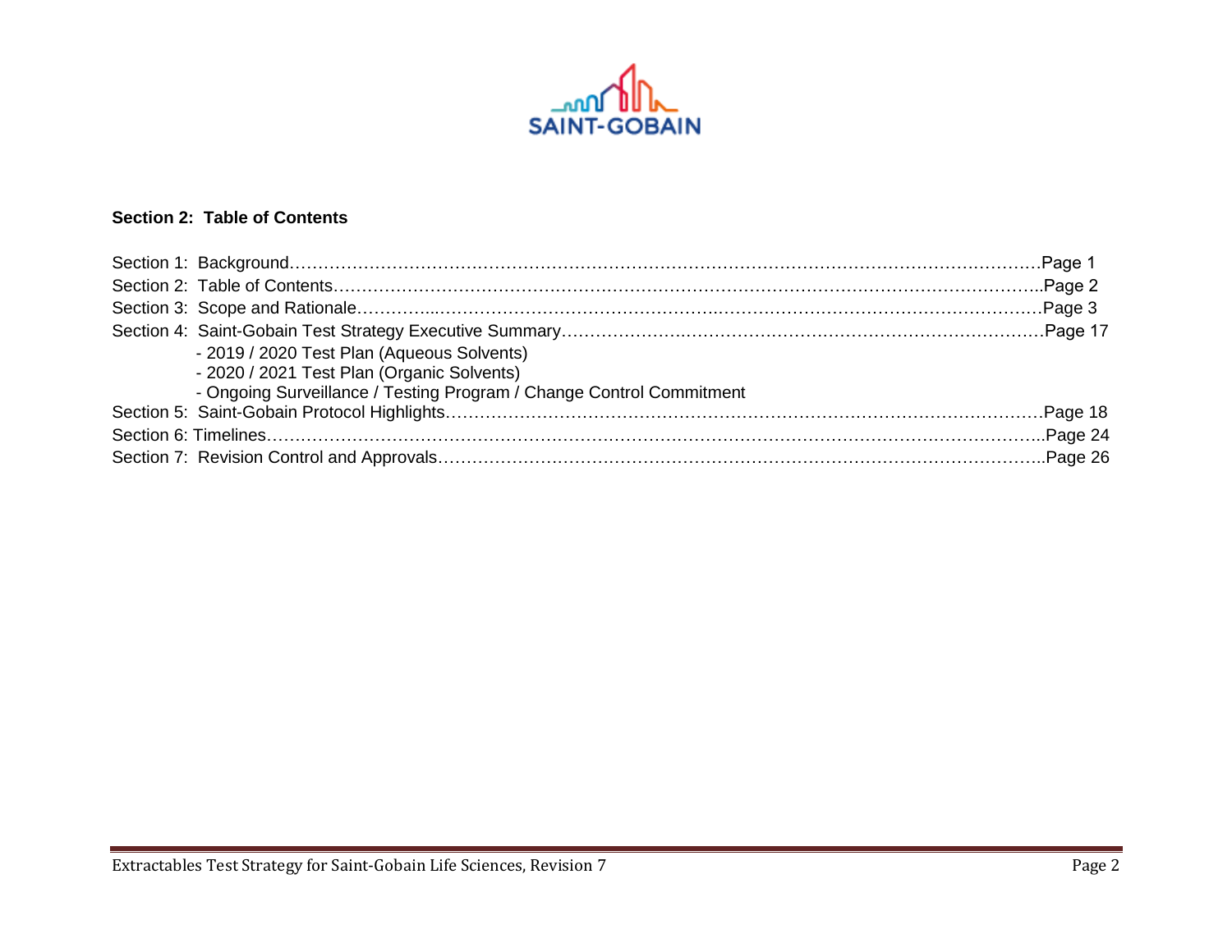## Section 2: Table of Contents

Section 1: Background……………………………………………………………………………………………………………Page 1
Section 2: Table of Contents……………………………………………………………………………………………………..Page 2
Section 3: Scope and Rationale…………..…………………………………………….……………………………………….Page 3
Section 4: Saint-Gobain Test Strategy Executive Summary…………………….……………………………………………………Page 17
- 2019 / 2020 Test Plan (Aqueous Solvents)
- 2020 / 2021 Test Plan (Organic Solvents)
- Ongoing Surveillance / Testing Program / Change Control Commitment

Section 5: Saint-Gobain Protocol Highlights………………………………………………………………………………….Page 18
Section 6: Timelines……………………………………………………………………………………………………………..Page 24
Section 7: Revision Control and Approvals……………………………………………………………………………………..Page 26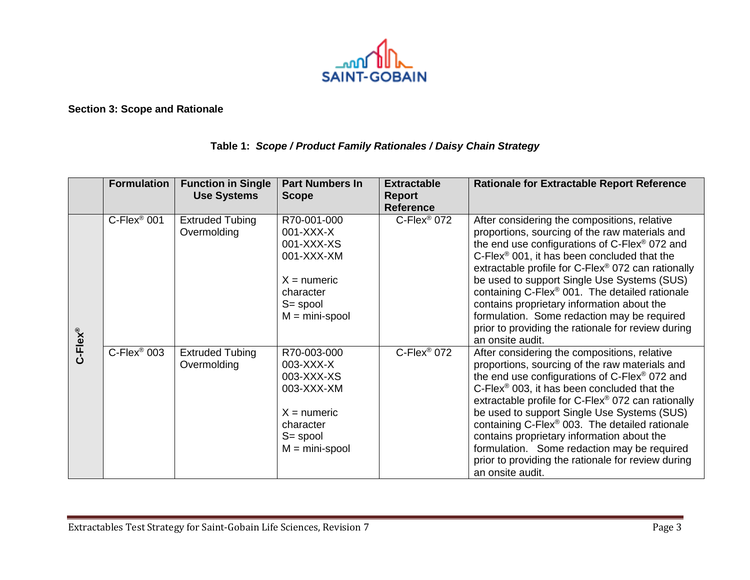**Section 3: Scope and Rationale**

**Table 1:** ***Scope / Product Family Rationales / Daisy Chain Strategy***

| | Formulation | Function in Single Use Systems | Part Numbers In Scope | Extractable Report Reference | Rationale for Extractable Report Reference |
|---|---|---|---|---|---|
| C-Flex® | C-Flex® 001 | Extruded Tubing<br>Overmolding | R70-001-000<br>001-XXX-X<br>001-XXX-XS<br>001-XXX-XM<br><br>X = numeric character<br>S= spool<br>M = mini-spool | C-Flex® 072 | After considering the compositions, relative proportions, sourcing of the raw materials and the end use configurations of C-Flex® 072 and C-Flex® 001, it has been concluded that the extractable profile for C-Flex® 072 can rationally be used to support Single Use Systems (SUS) containing C-Flex® 001. The detailed rationale contains proprietary information about the formulation. Some redaction may be required prior to providing the rationale for review during an onsite audit. |
| | C-Flex® 003 | Extruded Tubing<br>Overmolding | R70-003-000<br>003-XXX-X<br>003-XXX-XS<br>003-XXX-XM<br><br>X = numeric character<br>S= spool<br>M = mini-spool | C-Flex® 072 | After considering the compositions, relative proportions, sourcing of the raw materials and the end use configurations of C-Flex® 072 and C-Flex® 003, it has been concluded that the extractable profile for C-Flex® 072 can rationally be used to support Single Use Systems (SUS) containing C-Flex® 003. The detailed rationale contains proprietary information about the formulation. Some redaction may be required prior to providing the rationale for review during an onsite audit. |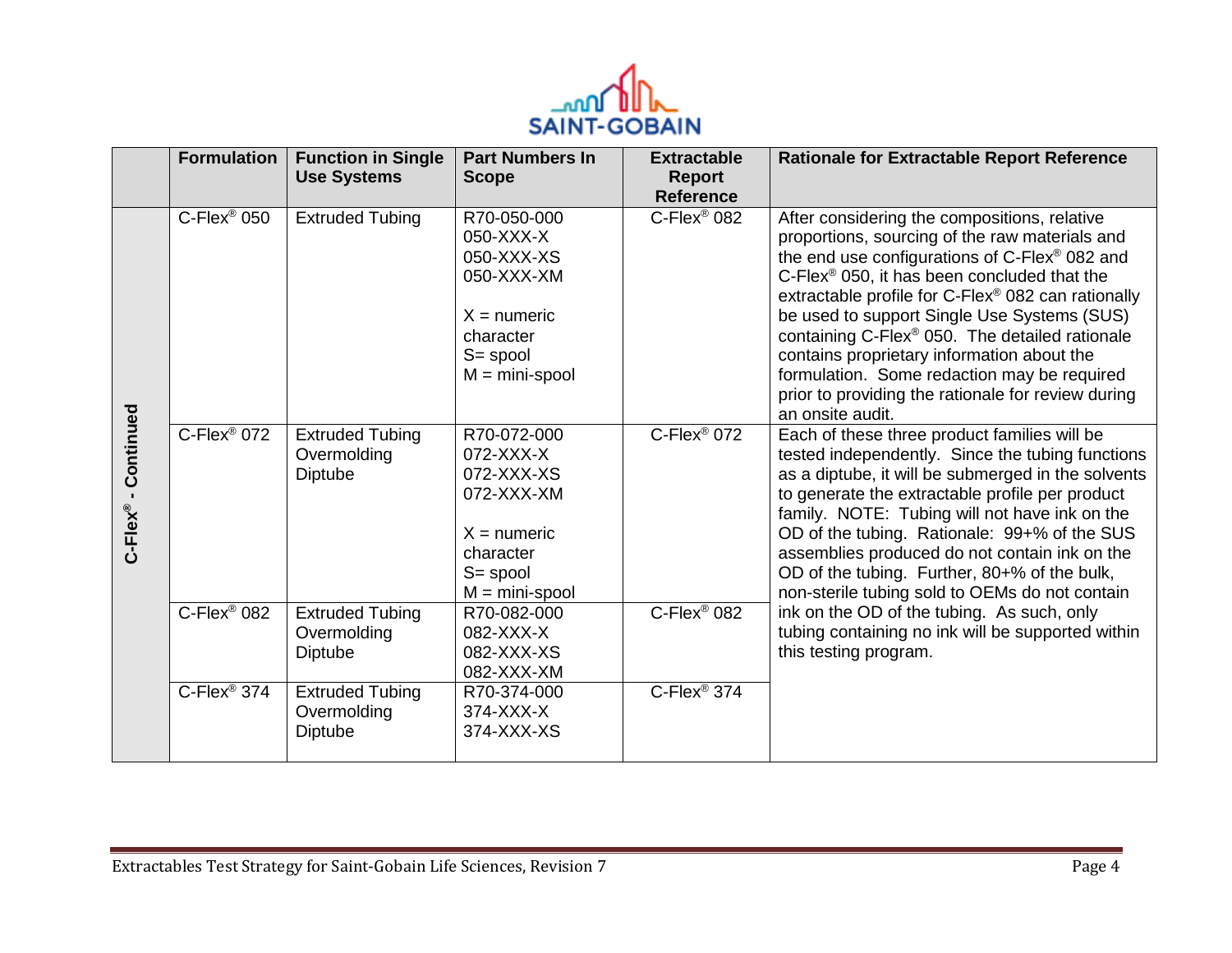| | Formulation | Function in Single Use Systems | Part Numbers In Scope | Extractable Report Reference | Rationale for Extractable Report Reference |
|---|---|---|---|---|---|
| C-Flex® - Continued | C-Flex® 050 | Extruded Tubing | R70-050-000<br>050-XXX-X<br>050-XXX-XS<br>050-XXX-XM<br><br>X = numeric character<br>S= spool<br>M = mini-spool | C-Flex® 082 | After considering the compositions, relative proportions, sourcing of the raw materials and the end use configurations of C-Flex® 082 and C-Flex® 050, it has been concluded that the extractable profile for C-Flex® 082 can rationally be used to support Single Use Systems (SUS) containing C-Flex® 050. The detailed rationale contains proprietary information about the formulation. Some redaction may be required prior to providing the rationale for review during an onsite audit. |
| | C-Flex® 072 | Extruded Tubing<br>Overmolding<br>Diptube | R70-072-000<br>072-XXX-X<br>072-XXX-XS<br>072-XXX-XM<br><br>X = numeric character<br>S= spool<br>M = mini-spool | C-Flex® 072 | Each of these three product families will be tested independently. Since the tubing functions as a diptube, it will be submerged in the solvents to generate the extractable profile per product family. NOTE: Tubing will not have ink on the OD of the tubing. Rationale: 99+% of the SUS assemblies produced do not contain ink on the OD of the tubing. Further, 80+% of the bulk, non-sterile tubing sold to OEMs do not contain ink on the OD of the tubing. As such, only tubing containing no ink will be supported within this testing program. |
| | C-Flex® 082 | Extruded Tubing<br>Overmolding<br>Diptube | R70-082-000<br>082-XXX-X<br>082-XXX-XS<br>082-XXX-XM | C-Flex® 082 | |
| | C-Flex® 374 | Extruded Tubing<br>Overmolding<br>Diptube | R70-374-000<br>374-XXX-X<br>374-XXX-XS | C-Flex® 374 | |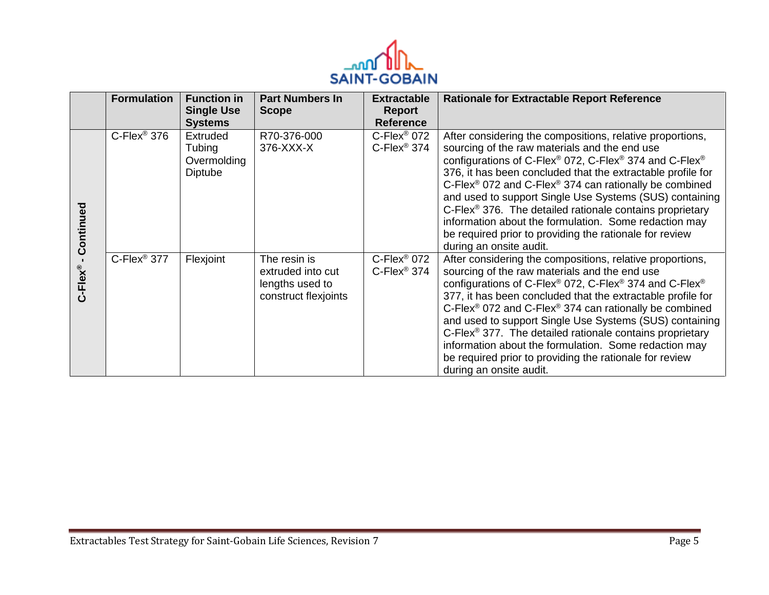| | Formulation | Function in Single Use Systems | Part Numbers In Scope | Extractable Report Reference | Rationale for Extractable Report Reference |
|---|---|---|---|---|---|
| C-Flex® - Continued | C-Flex® 376 | Extruded Tubing<br>Overmolding<br>Diptube | R70-376-000<br>376-XXX-X | C-Flex® 072<br>C-Flex® 374 | After considering the compositions, relative proportions, sourcing of the raw materials and the end use configurations of C-Flex® 072, C-Flex® 374 and C-Flex® 376, it has been concluded that the extractable profile for C-Flex® 072 and C-Flex® 374 can rationally be combined and used to support Single Use Systems (SUS) containing C-Flex® 376. The detailed rationale contains proprietary information about the formulation. Some redaction may be required prior to providing the rationale for review during an onsite audit. |
| | C-Flex® 377 | Flexjoint | The resin is extruded into cut lengths used to construct flexjoints | C-Flex® 072<br>C-Flex® 374 | After considering the compositions, relative proportions, sourcing of the raw materials and the end use configurations of C-Flex® 072, C-Flex® 374 and C-Flex® 377, it has been concluded that the extractable profile for C-Flex® 072 and C-Flex® 374 can rationally be combined and used to support Single Use Systems (SUS) containing C-Flex® 377. The detailed rationale contains proprietary information about the formulation. Some redaction may be required prior to providing the rationale for review during an onsite audit. |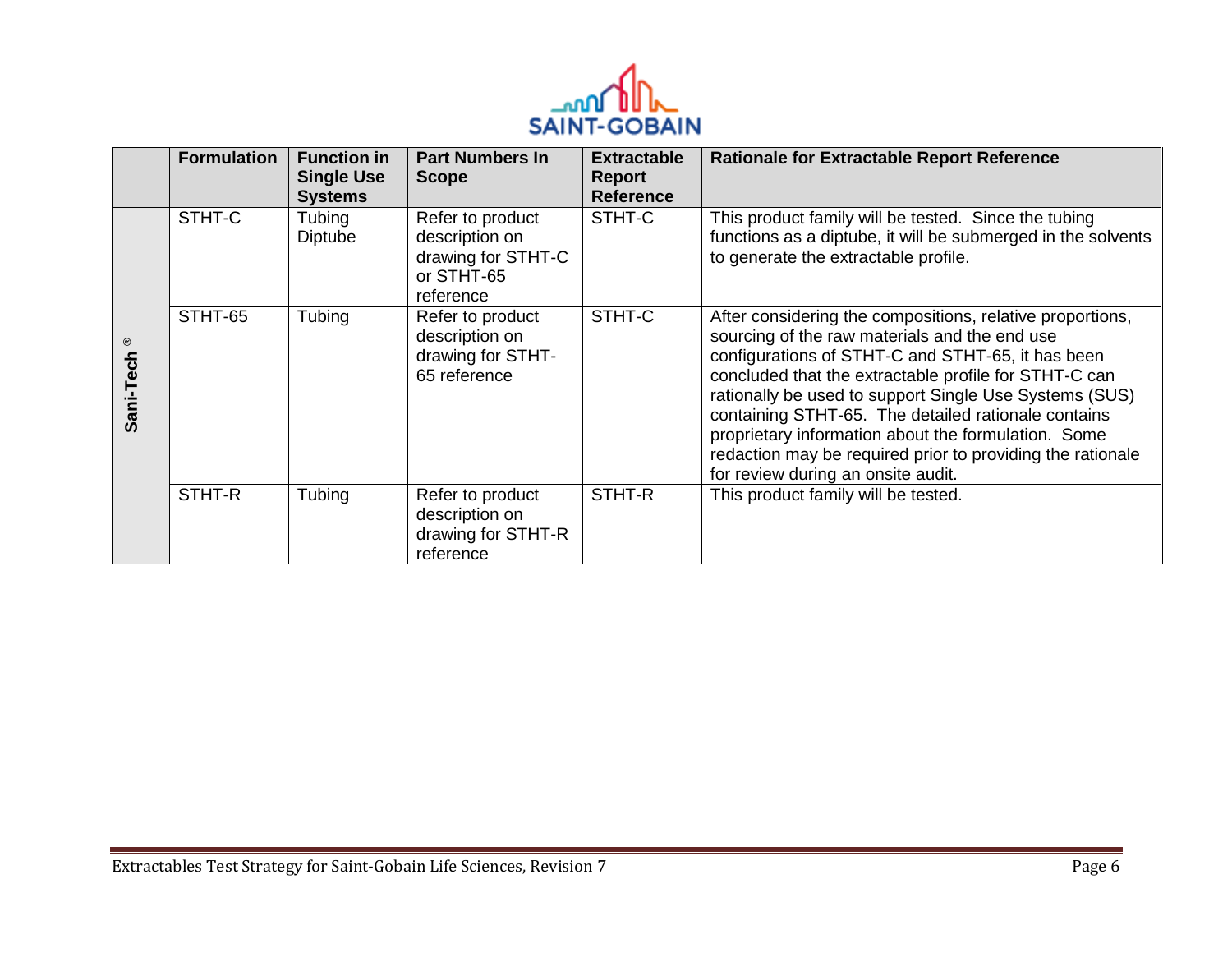| | Formulation | Function in Single Use Systems | Part Numbers In Scope | Extractable Report Reference | Rationale for Extractable Report Reference |
|---|---|---|---|---|---|
| **Sani-Tech ®** | STHT-C | Tubing Diptube | Refer to product description on drawing for STHT-C or STHT-65 reference | STHT-C | This product family will be tested. Since the tubing functions as a diptube, it will be submerged in the solvents to generate the extractable profile. |
| | STHT-65 | Tubing | Refer to product description on drawing for STHT-65 reference | STHT-C | After considering the compositions, relative proportions, sourcing of the raw materials and the end use configurations of STHT-C and STHT-65, it has been concluded that the extractable profile for STHT-C can rationally be used to support Single Use Systems (SUS) containing STHT-65. The detailed rationale contains proprietary information about the formulation. Some redaction may be required prior to providing the rationale for review during an onsite audit. |
| | STHT-R | Tubing | Refer to product description on drawing for STHT-R reference | STHT-R | This product family will be tested. |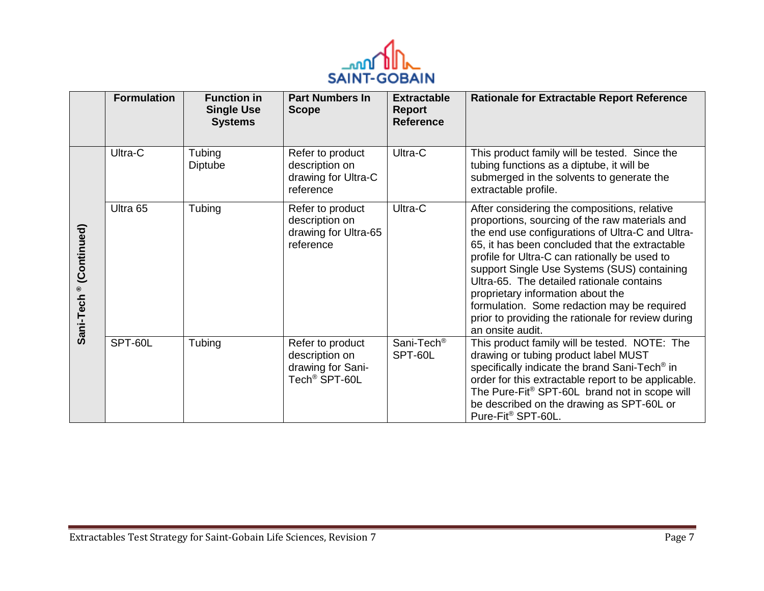| | Formulation | Function in Single Use Systems | Part Numbers In Scope | Extractable Report Reference | Rationale for Extractable Report Reference |
|---|---|---|---|---|---|
| Sani-Tech ® (Continued) | Ultra-C | Tubing Diptube | Refer to product description on drawing for Ultra-C reference | Ultra-C | This product family will be tested. Since the tubing functions as a diptube, it will be submerged in the solvents to generate the extractable profile. |
| | Ultra 65 | Tubing | Refer to product description on drawing for Ultra-65 reference | Ultra-C | After considering the compositions, relative proportions, sourcing of the raw materials and the end use configurations of Ultra-C and Ultra-65, it has been concluded that the extractable profile for Ultra-C can rationally be used to support Single Use Systems (SUS) containing Ultra-65. The detailed rationale contains proprietary information about the formulation. Some redaction may be required prior to providing the rationale for review during an onsite audit. |
| | SPT-60L | Tubing | Refer to product description on drawing for Sani-Tech® SPT-60L | Sani-Tech® SPT-60L | This product family will be tested. NOTE: The drawing or tubing product label MUST specifically indicate the brand Sani-Tech® in order for this extractable report to be applicable. The Pure-Fit® SPT-60L brand not in scope will be described on the drawing as SPT-60L or Pure-Fit® SPT-60L. |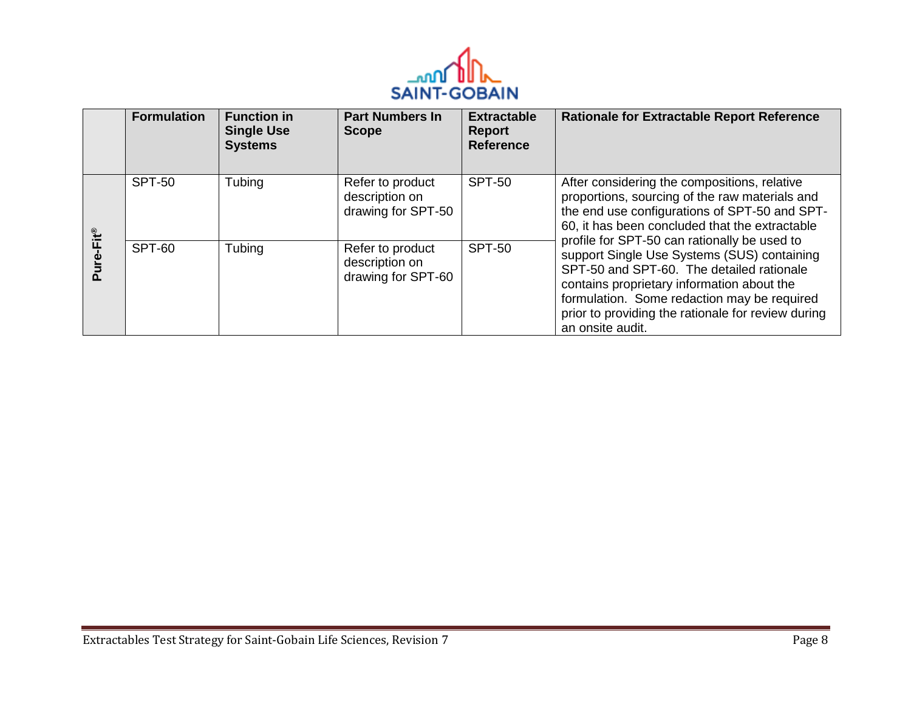| | Formulation | Function in Single Use Systems | Part Numbers In Scope | Extractable Report Reference | Rationale for Extractable Report Reference |
|---|---|---|---|---|---|
| **Pure-Fit®** | SPT-50 | Tubing | Refer to product description on drawing for SPT-50 | SPT-50 | After considering the compositions, relative proportions, sourcing of the raw materials and the end use configurations of SPT-50 and SPT-60, it has been concluded that the extractable profile for SPT-50 can rationally be used to support Single Use Systems (SUS) containing SPT-50 and SPT-60. The detailed rationale contains proprietary information about the formulation. Some redaction may be required prior to providing the rationale for review during an onsite audit. |
| | SPT-60 | Tubing | Refer to product description on drawing for SPT-60 | SPT-50 | |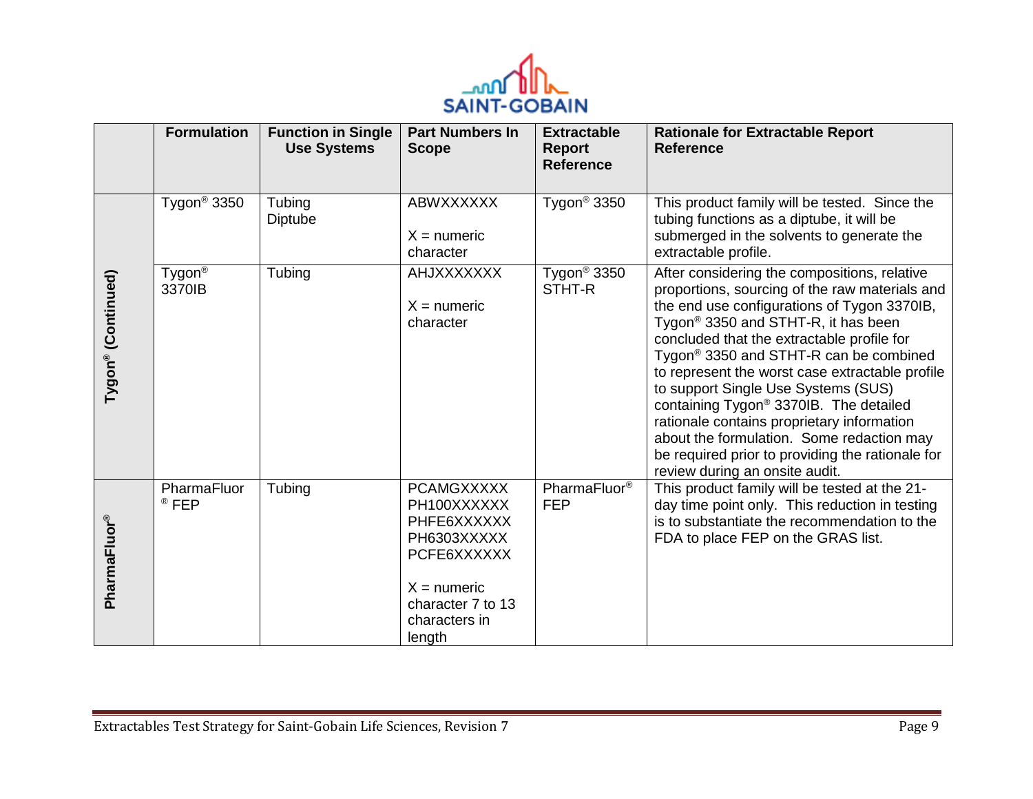| | Formulation | Function in Single Use Systems | Part Numbers In Scope | Extractable Report Reference | Rationale for Extractable Report Reference |
|---|---|---|---|---|---|
| Tygon® (Continued) | Tygon® 3350 | Tubing<br>Diptube | ABWXXXXXX<br><br>X = numeric character | Tygon® 3350 | This product family will be tested. Since the tubing functions as a diptube, it will be submerged in the solvents to generate the extractable profile. |
| | Tygon® 3370IB | Tubing | AHJXXXXXXX<br><br>X = numeric character | Tygon® 3350 STHT-R | After considering the compositions, relative proportions, sourcing of the raw materials and the end use configurations of Tygon 3370IB, Tygon® 3350 and STHT-R, it has been concluded that the extractable profile for Tygon® 3350 and STHT-R can be combined to represent the worst case extractable profile to support Single Use Systems (SUS) containing Tygon® 3370IB. The detailed rationale contains proprietary information about the formulation. Some redaction may be required prior to providing the rationale for review during an onsite audit. |
| PharmaFluor® | PharmaFluor® FEP | Tubing | PCAMGXXXXX<br>PH100XXXXXX<br>PHFE6XXXXXX<br>PH6303XXXXX<br>PCFE6XXXXXX<br><br>X = numeric character 7 to 13 characters in length | PharmaFluor® FEP | This product family will be tested at the 21-day time point only. This reduction in testing is to substantiate the recommendation to the FDA to place FEP on the GRAS list. |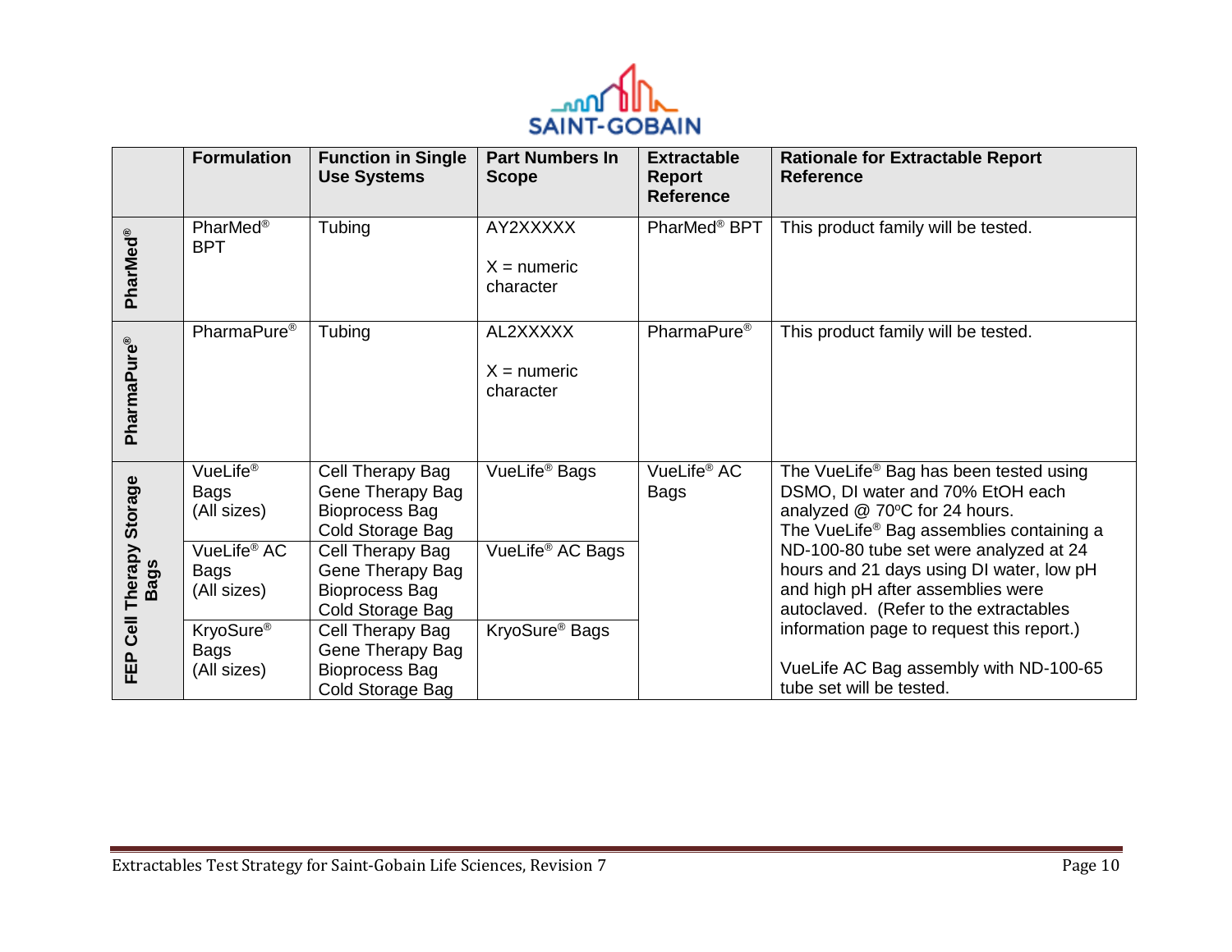| | Formulation | Function in Single Use Systems | Part Numbers In Scope | Extractable Report Reference | Rationale for Extractable Report Reference |
|---|---|---|---|---|---|
| **PharMed®** | PharMed® BPT | Tubing | AY2XXXXX<br><br>X = numeric character | PharMed® BPT | This product family will be tested. |
| **PharmaPure®** | PharmaPure® | Tubing | AL2XXXXX<br><br>X = numeric character | PharmaPure® | This product family will be tested. |
| **FEP Cell Therapy Storage Bags** | VueLife® Bags (All sizes) | Cell Therapy Bag<br>Gene Therapy Bag<br>Bioprocess Bag<br>Cold Storage Bag | VueLife® Bags | VueLife® AC Bags | The VueLife® Bag has been tested using DSMO, DI water and 70% EtOH each analyzed @ 70ºC for 24 hours.<br>The VueLife® Bag assemblies containing a ND-100-80 tube set were analyzed at 24 hours and 21 days using DI water, low pH and high pH after assemblies were autoclaved. (Refer to the extractables information page to request this report.)<br><br>VueLife AC Bag assembly with ND-100-65 tube set will be tested. |
| | VueLife® AC Bags (All sizes) | Cell Therapy Bag<br>Gene Therapy Bag<br>Bioprocess Bag<br>Cold Storage Bag | VueLife® AC Bags | | |
| | KryoSure® Bags (All sizes) | Cell Therapy Bag<br>Gene Therapy Bag<br>Bioprocess Bag<br>Cold Storage Bag | KryoSure® Bags | | |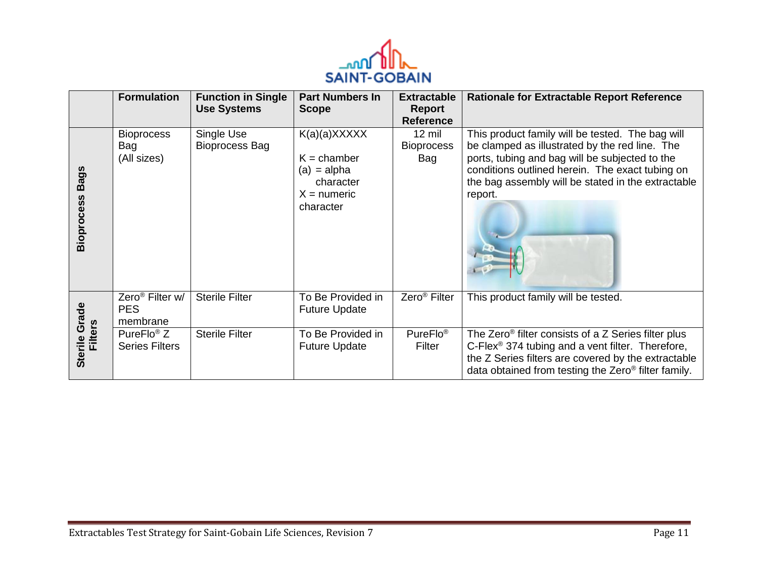| | Formulation | Function in Single Use Systems | Part Numbers In Scope | Extractable Report Reference | Rationale for Extractable Report Reference |
|---|---|---|---|---|---|
| Bioprocess Bags | Bioprocess Bag (All sizes) | Single Use Bioprocess Bag | K(a)(a)XXXXX<br><br>K = chamber<br>(a) = alpha character<br>X = numeric character | 12 mil Bioprocess Bag | This product family will be tested. The bag will be clamped as illustrated by the red line. The ports, tubing and bag will be subjected to the conditions outlined herein. The exact tubing on the bag assembly will be stated in the extractable report. |
| Sterile Grade Filters | Zero® Filter w/ PES membrane | Sterile Filter | To Be Provided in Future Update | Zero® Filter | This product family will be tested. |
| | PureFlo® Z Series Filters | Sterile Filter | To Be Provided in Future Update | PureFlo® Filter | The Zero® filter consists of a Z Series filter plus C-Flex® 374 tubing and a vent filter. Therefore, the Z Series filters are covered by the extractable data obtained from testing the Zero® filter family. |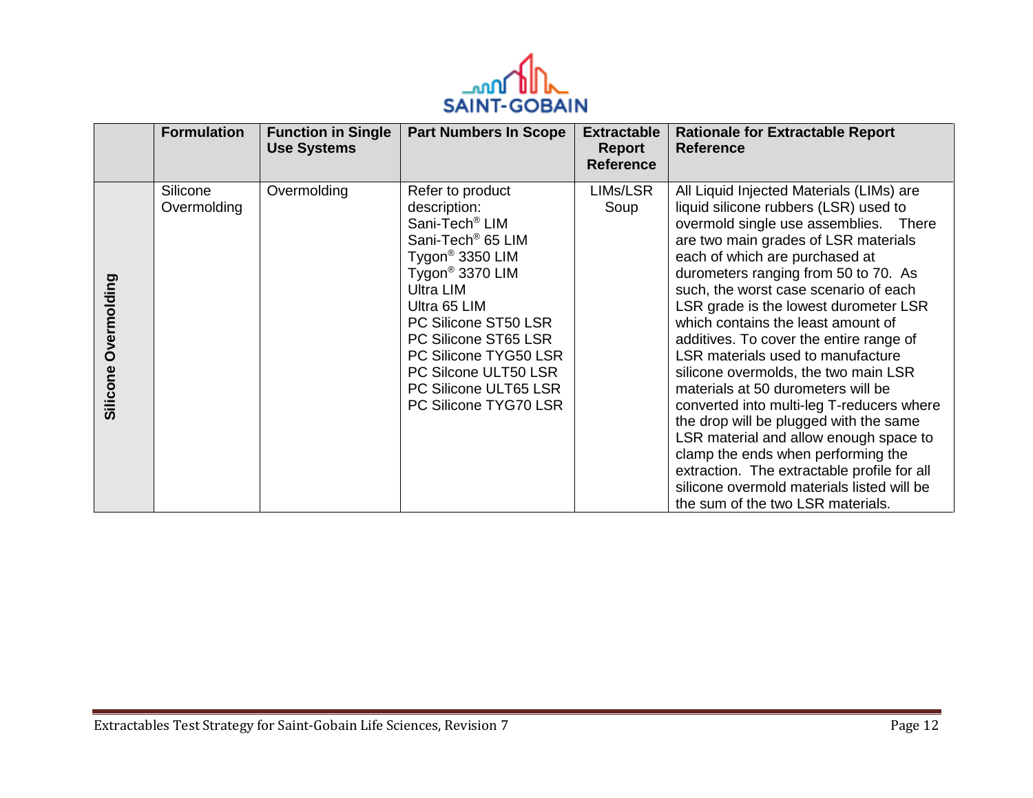| | Formulation | Function in Single Use Systems | Part Numbers In Scope | Extractable Report Reference | Rationale for Extractable Report Reference |
|---|---|---|---|---|---|
| **Silicone Overmolding** | Silicone Overmolding | Overmolding | Refer to product description:<br>Sani-Tech® LIM<br>Sani-Tech® 65 LIM<br>Tygon® 3350 LIM<br>Tygon® 3370 LIM<br>Ultra LIM<br>Ultra 65 LIM<br>PC Silicone ST50 LSR<br>PC Silicone ST65 LSR<br>PC Silicone TYG50 LSR<br>PC Silcone ULT50 LSR<br>PC Silicone ULT65 LSR<br>PC Silicone TYG70 LSR | LIMs/LSR Soup | All Liquid Injected Materials (LIMs) are liquid silicone rubbers (LSR) used to overmold single use assemblies. There are two main grades of LSR materials each of which are purchased at durometers ranging from 50 to 70. As such, the worst case scenario of each LSR grade is the lowest durometer LSR which contains the least amount of additives. To cover the entire range of LSR materials used to manufacture silicone overmolds, the two main LSR materials at 50 durometers will be converted into multi-leg T-reducers where the drop will be plugged with the same LSR material and allow enough space to clamp the ends when performing the extraction. The extractable profile for all silicone overmold materials listed will be the sum of the two LSR materials. |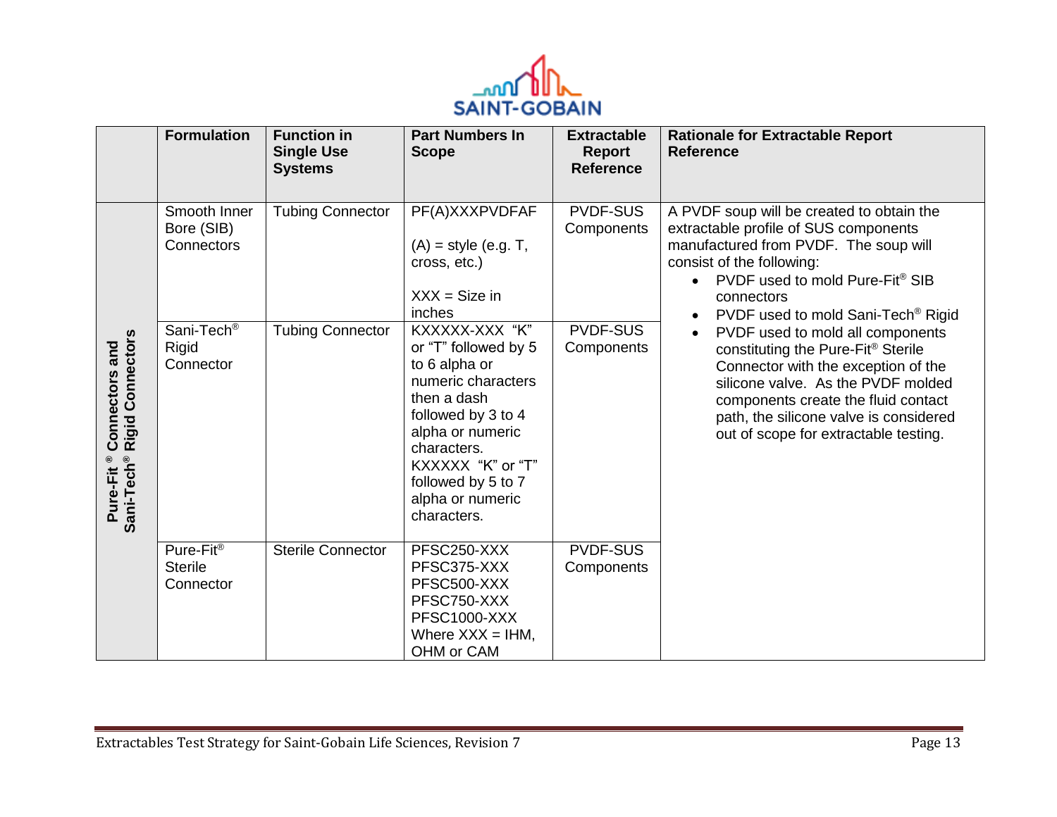| | Formulation | Function in Single Use Systems | Part Numbers In Scope | Extractable Report Reference | Rationale for Extractable Report Reference |
|---|---|---|---|---|---|
| Pure-Fit® Connectors and Sani-Tech® Rigid Connectors | Smooth Inner Bore (SIB) Connectors | Tubing Connector | PF(A)XXXPVDFAF<br><br>(A) = style (e.g. T, cross, etc.)<br><br>XXX = Size in inches | PVDF-SUS Components | A PVDF soup will be created to obtain the extractable profile of SUS components manufactured from PVDF. The soup will consist of the following:<br>• PVDF used to mold Pure-Fit® SIB connectors<br>• PVDF used to mold Sani-Tech® Rigid<br>• PVDF used to mold all components constituting the Pure-Fit® Sterile Connector with the exception of the silicone valve. As the PVDF molded components create the fluid contact path, the silicone valve is considered out of scope for extractable testing. |
| | Sani-Tech® Rigid Connector | Tubing Connector | KXXXXX-XXX "K" or "T" followed by 5 to 6 alpha or numeric characters then a dash followed by 3 to 4 alpha or numeric characters.<br>KXXXXX "K" or "T" followed by 5 to 7 alpha or numeric characters. | PVDF-SUS Components | |
| | Pure-Fit® Sterile Connector | Sterile Connector | PFSC250-XXX<br>PFSC375-XXX<br>PFSC500-XXX<br>PFSC750-XXX<br>PFSC1000-XXX<br>Where XXX = IHM, OHM or CAM | PVDF-SUS Components | |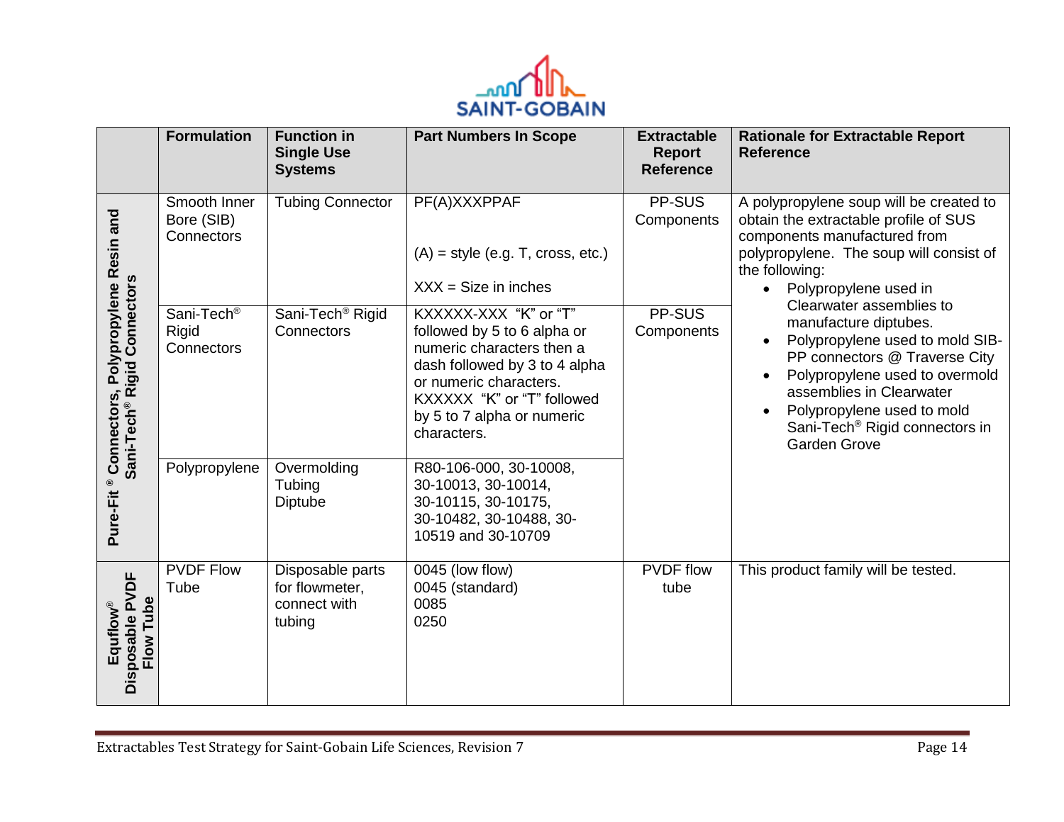| | Formulation | Function in Single Use Systems | Part Numbers In Scope | Extractable Report Reference | Rationale for Extractable Report Reference |
|---|---|---|---|---|---|
| Pure-Fit ® Connectors, Polypropylene Resin and Sani-Tech® Rigid Connectors | Smooth Inner Bore (SIB) Connectors | Tubing Connector | PF(A)XXXPPAF<br><br>(A) = style (e.g. T, cross, etc.)<br><br>XXX = Size in inches | PP-SUS Components | A polypropylene soup will be created to obtain the extractable profile of SUS components manufactured from polypropylene. The soup will consist of the following:<br>• Polypropylene used in Clearwater assemblies to manufacture diptubes.<br>• Polypropylene used to mold SIB-PP connectors @ Traverse City<br>• Polypropylene used to overmold assemblies in Clearwater<br>• Polypropylene used to mold Sani-Tech® Rigid connectors in Garden Grove |
| | Sani-Tech® Rigid Connectors | Sani-Tech® Rigid Connectors | KXXXXX-XXX "K" or "T" followed by 5 to 6 alpha or numeric characters then a dash followed by 3 to 4 alpha or numeric characters. KXXXXX "K" or "T" followed by 5 to 7 alpha or numeric characters. | PP-SUS Components | |
| | Polypropylene | Overmolding Tubing Diptube | R80-106-000, 30-10008, 30-10013, 30-10014, 30-10115, 30-10175, 30-10482, 30-10488, 30-10519 and 30-10709 | | |
| Equflow® Disposable PVDF Flow Tube | PVDF Flow Tube | Disposable parts for flowmeter, connect with tubing | 0045 (low flow)<br>0045 (standard)<br>0085<br>0250 | PVDF flow tube | This product family will be tested. |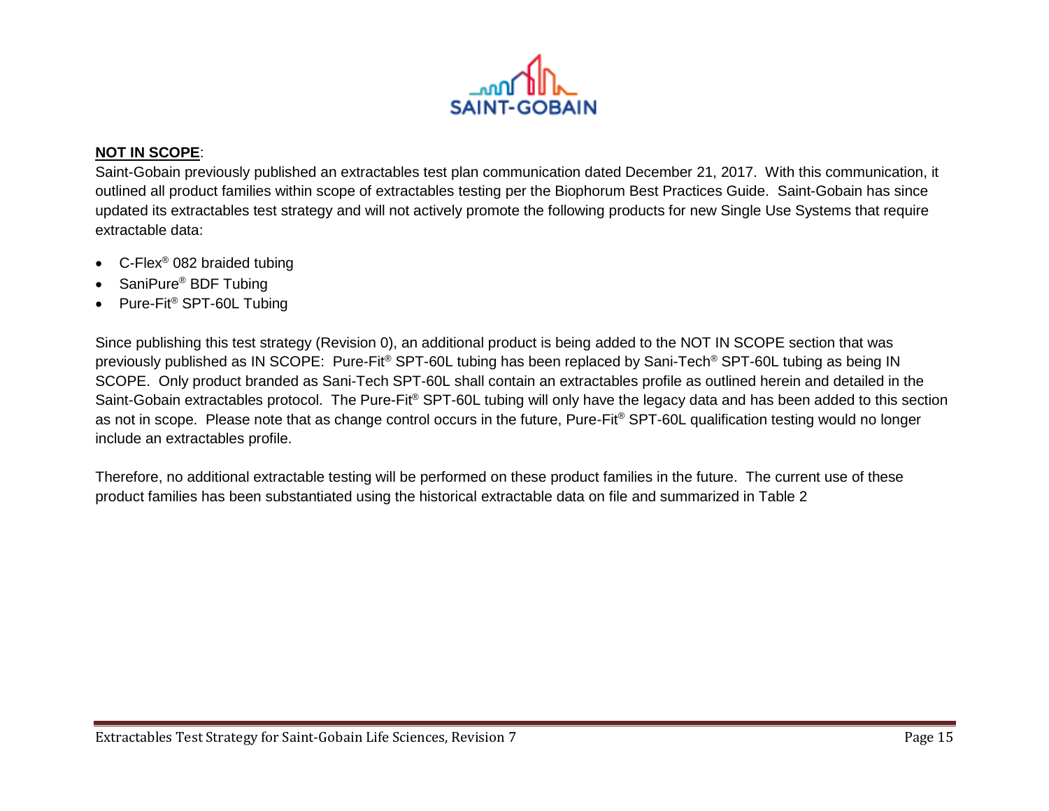**NOT IN SCOPE**:

Saint-Gobain previously published an extractables test plan communication dated December 21, 2017. With this communication, it outlined all product families within scope of extractables testing per the Biophorum Best Practices Guide. Saint-Gobain has since updated its extractables test strategy and will not actively promote the following products for new Single Use Systems that require extractable data:

- C-Flex® 082 braided tubing
- SaniPure® BDF Tubing
- Pure-Fit® SPT-60L Tubing

Since publishing this test strategy (Revision 0), an additional product is being added to the NOT IN SCOPE section that was previously published as IN SCOPE: Pure-Fit® SPT-60L tubing has been replaced by Sani-Tech® SPT-60L tubing as being IN SCOPE. Only product branded as Sani-Tech SPT-60L shall contain an extractables profile as outlined herein and detailed in the Saint-Gobain extractables protocol. The Pure-Fit® SPT-60L tubing will only have the legacy data and has been added to this section as not in scope. Please note that as change control occurs in the future, Pure-Fit® SPT-60L qualification testing would no longer include an extractables profile.

Therefore, no additional extractable testing will be performed on these product families in the future. The current use of these product families has been substantiated using the historical extractable data on file and summarized in Table 2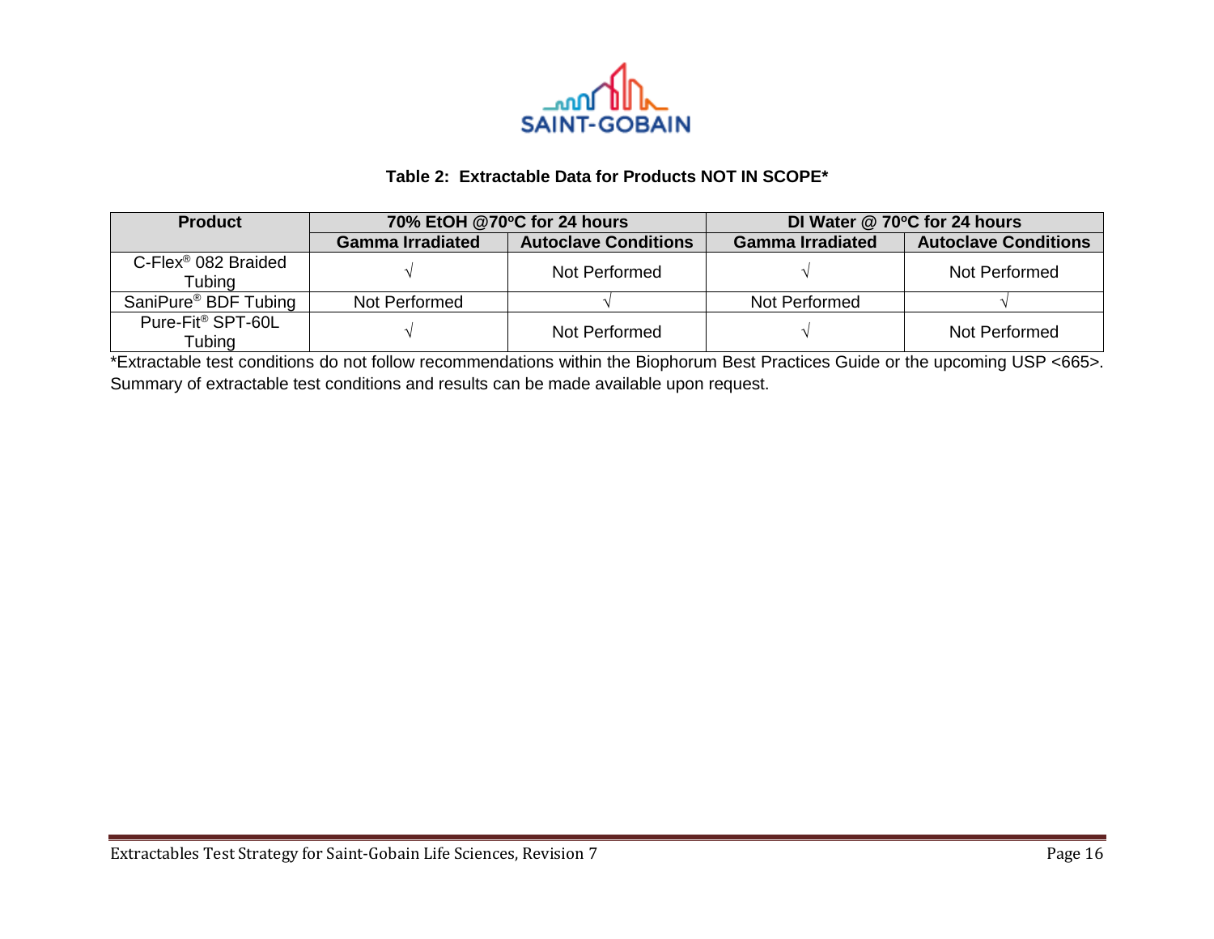**Table 2: Extractable Data for Products NOT IN SCOPE***

| Product | 70% EtOH @70°C for 24 hours | | DI Water @ 70°C for 24 hours | |
|---|---|---|---|---|
| | Gamma Irradiated | Autoclave Conditions | Gamma Irradiated | Autoclave Conditions |
| C-Flex® 082 Braided Tubing | √ | Not Performed | √ | Not Performed |
| SaniPure® BDF Tubing | Not Performed | √ | Not Performed | √ |
| Pure-Fit® SPT-60L Tubing | √ | Not Performed | √ | Not Performed |

*Extractable test conditions do not follow recommendations within the Biophorum Best Practices Guide or the upcoming USP <665>. Summary of extractable test conditions and results can be made available upon request.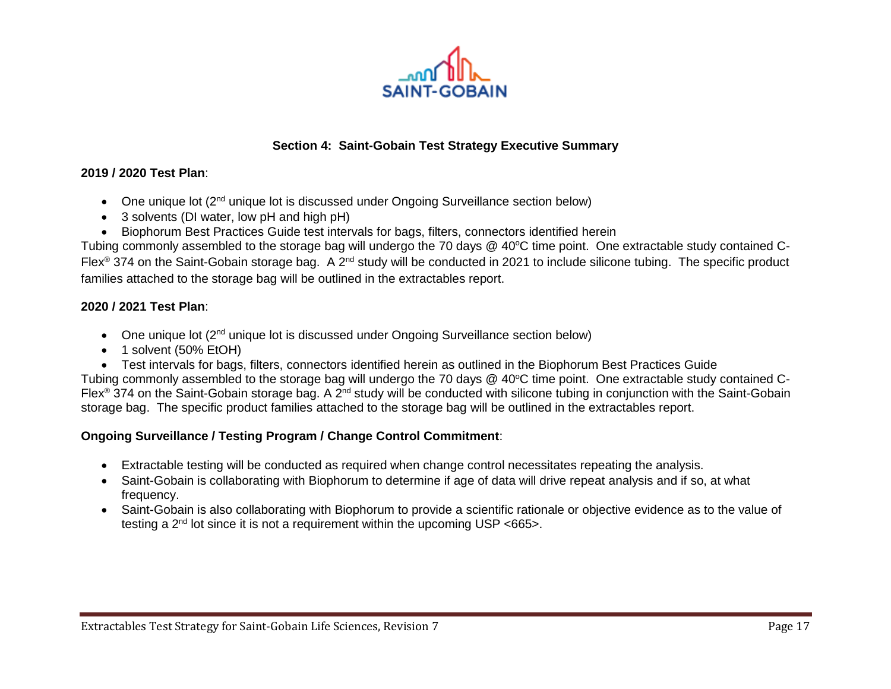### Section 4: Saint-Gobain Test Strategy Executive Summary

**2019 / 2020 Test Plan**:

- One unique lot (2nd unique lot is discussed under Ongoing Surveillance section below)
- 3 solvents (DI water, low pH and high pH)
- Biophorum Best Practices Guide test intervals for bags, filters, connectors identified herein

Tubing commonly assembled to the storage bag will undergo the 70 days @ 40°C time point. One extractable study contained C-Flex® 374 on the Saint-Gobain storage bag. A 2nd study will be conducted in 2021 to include silicone tubing. The specific product families attached to the storage bag will be outlined in the extractables report.

**2020 / 2021 Test Plan**:

- One unique lot (2nd unique lot is discussed under Ongoing Surveillance section below)
- 1 solvent (50% EtOH)
- Test intervals for bags, filters, connectors identified herein as outlined in the Biophorum Best Practices Guide

Tubing commonly assembled to the storage bag will undergo the 70 days @ 40°C time point. One extractable study contained C-Flex® 374 on the Saint-Gobain storage bag. A 2nd study will be conducted with silicone tubing in conjunction with the Saint-Gobain storage bag. The specific product families attached to the storage bag will be outlined in the extractables report.

**Ongoing Surveillance / Testing Program / Change Control Commitment**:

- Extractable testing will be conducted as required when change control necessitates repeating the analysis.
- Saint-Gobain is collaborating with Biophorum to determine if age of data will drive repeat analysis and if so, at what frequency.
- Saint-Gobain is also collaborating with Biophorum to provide a scientific rationale or objective evidence as to the value of testing a 2nd lot since it is not a requirement within the upcoming USP <665>.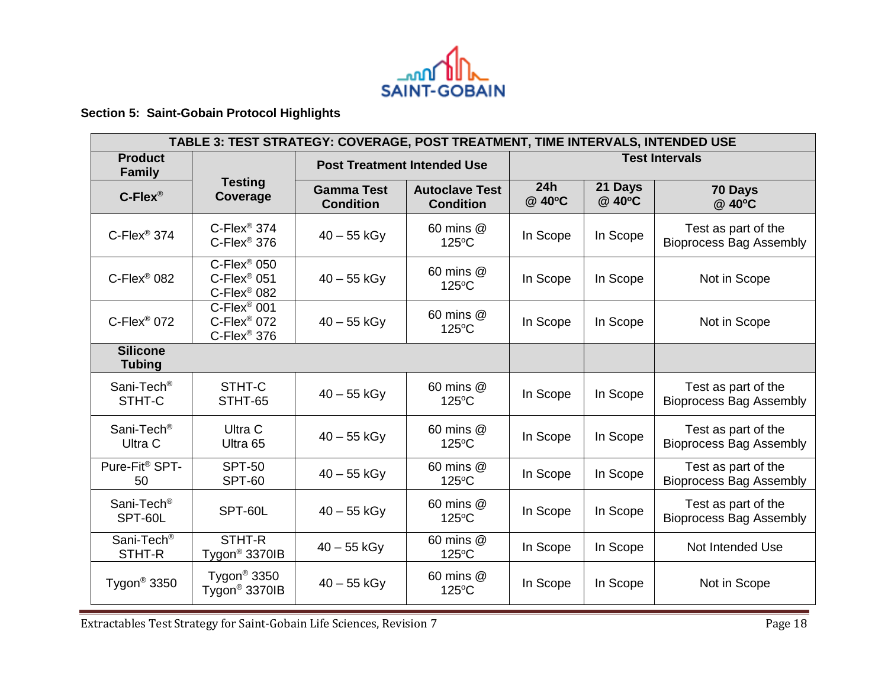### Section 5: Saint-Gobain Protocol Highlights

| TABLE 3: TEST STRATEGY: COVERAGE, POST TREATMENT, TIME INTERVALS, INTENDED USE | | | | | | |
|---|---|---|---|---|---|---|
| **Product Family** | **Testing Coverage** | **Post Treatment Intended Use** | | **Test Intervals** | | |
| **C-Flex®** | | **Gamma Test Condition** | **Autoclave Test Condition** | **24h @ 40°C** | **21 Days @ 40°C** | **70 Days @ 40°C** |
| C-Flex® 374 | C-Flex® 374<br>C-Flex® 376 | 40 – 55 kGy | 60 mins @ 125°C | In Scope | In Scope | Test as part of the Bioprocess Bag Assembly |
| C-Flex® 082 | C-Flex® 050<br>C-Flex® 051<br>C-Flex® 082 | 40 – 55 kGy | 60 mins @ 125°C | In Scope | In Scope | Not in Scope |
| C-Flex® 072 | C-Flex® 001<br>C-Flex® 072<br>C-Flex® 376 | 40 – 55 kGy | 60 mins @ 125°C | In Scope | In Scope | Not in Scope |
| **Silicone Tubing** | | | | | | |
| Sani-Tech® STHT-C | STHT-C<br>STHT-65 | 40 – 55 kGy | 60 mins @ 125°C | In Scope | In Scope | Test as part of the Bioprocess Bag Assembly |
| Sani-Tech® Ultra C | Ultra C<br>Ultra 65 | 40 – 55 kGy | 60 mins @ 125°C | In Scope | In Scope | Test as part of the Bioprocess Bag Assembly |
| Pure-Fit® SPT-50 | SPT-50<br>SPT-60 | 40 – 55 kGy | 60 mins @ 125°C | In Scope | In Scope | Test as part of the Bioprocess Bag Assembly |
| Sani-Tech® SPT-60L | SPT-60L | 40 – 55 kGy | 60 mins @ 125°C | In Scope | In Scope | Test as part of the Bioprocess Bag Assembly |
| Sani-Tech® STHT-R | STHT-R<br>Tygon® 3370IB | 40 – 55 kGy | 60 mins @ 125°C | In Scope | In Scope | Not Intended Use |
| Tygon® 3350 | Tygon® 3350<br>Tygon® 3370IB | 40 – 55 kGy | 60 mins @ 125°C | In Scope | In Scope | Not in Scope |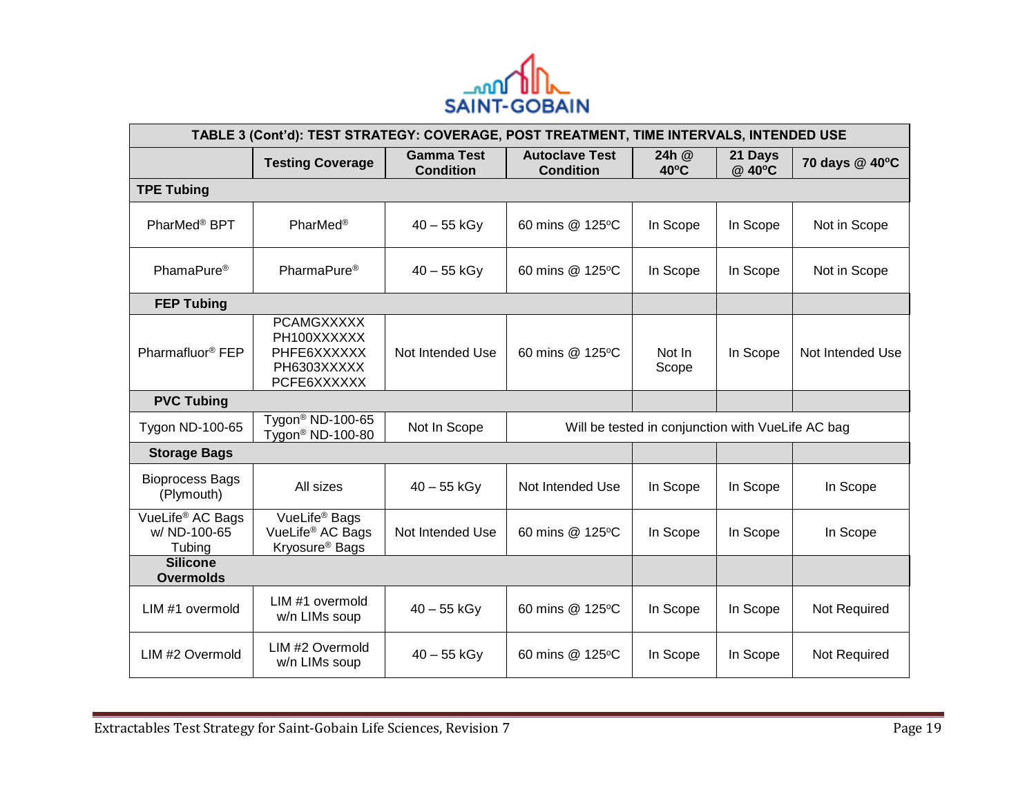| TABLE 3 (Cont'd): TEST STRATEGY: COVERAGE, POST TREATMENT, TIME INTERVALS, INTENDED USE | | | | | | |
|---|---|---|---|---|---|---|
| | **Testing Coverage** | **Gamma Test Condition** | **Autoclave Test Condition** | **24h @ 40ºC** | **21 Days @ 40ºC** | **70 days @ 40ºC** |
| **TPE Tubing** | | | | | | |
| PharMed® BPT | PharMed® | 40 – 55 kGy | 60 mins @ 125ºC | In Scope | In Scope | Not in Scope |
| PhamaPure® | PharmaPure® | 40 – 55 kGy | 60 mins @ 125ºC | In Scope | In Scope | Not in Scope |
| **FEP Tubing** | | | | | | |
| Pharmafluor® FEP | PCAMGXXXXX PH100XXXXXX PHFE6XXXXXX PH6303XXXXX PCFE6XXXXXX | Not Intended Use | 60 mins @ 125ºC | Not In Scope | In Scope | Not Intended Use |
| **PVC Tubing** | | | | | | |
| Tygon ND-100-65 | Tygon® ND-100-65 Tygon® ND-100-80 | Not In Scope | Will be tested in conjunction with VueLife AC bag | | | |
| **Storage Bags** | | | | | | |
| Bioprocess Bags (Plymouth) | All sizes | 40 – 55 kGy | Not Intended Use | In Scope | In Scope | In Scope |
| VueLife® AC Bags w/ ND-100-65 Tubing | VueLife® Bags VueLife® AC Bags Kryosure® Bags | Not Intended Use | 60 mins @ 125ºC | In Scope | In Scope | In Scope |
| **Silicone Overmolds** | | | | | | |
| LIM #1 overmold | LIM #1 overmold w/n LIMs soup | 40 – 55 kGy | 60 mins @ 125ºC | In Scope | In Scope | Not Required |
| LIM #2 Overmold | LIM #2 Overmold w/n LIMs soup | 40 – 55 kGy | 60 mins @ 125ºC | In Scope | In Scope | Not Required |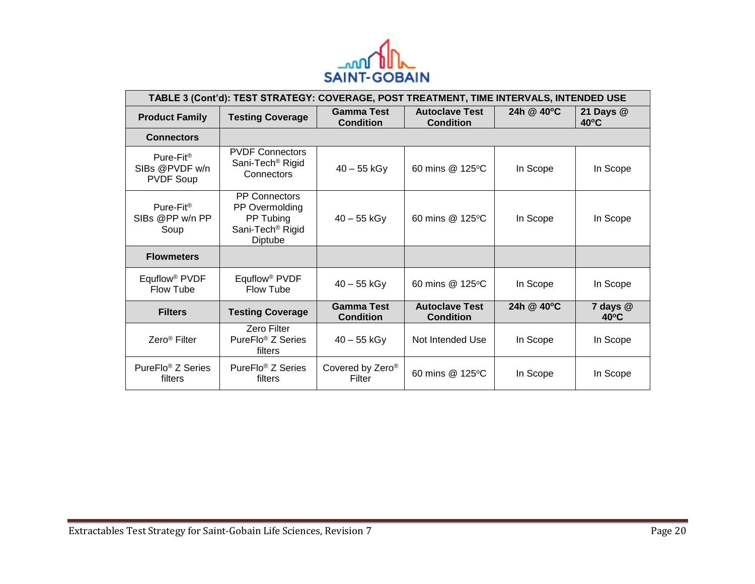| TABLE 3 (Cont'd): TEST STRATEGY: COVERAGE, POST TREATMENT, TIME INTERVALS, INTENDED USE | | | | | |
|---|---|---|---|---|---|
| **Product Family** | **Testing Coverage** | **Gamma Test Condition** | **Autoclave Test Condition** | **24h @ 40ºC** | **21 Days @ 40ºC** |
| **Connectors** | | | | | |
| Pure-Fit® SIBs @PVDF w/n PVDF Soup | PVDF Connectors Sani-Tech® Rigid Connectors | 40 – 55 kGy | 60 mins @ 125ºC | In Scope | In Scope |
| Pure-Fit® SIBs @PP w/n PP Soup | PP Connectors PP Overmolding PP Tubing Sani-Tech® Rigid Diptube | 40 – 55 kGy | 60 mins @ 125ºC | In Scope | In Scope |
| **Flowmeters** | | | | | |
| Equflow® PVDF Flow Tube | Equflow® PVDF Flow Tube | 40 – 55 kGy | 60 mins @ 125ºC | In Scope | In Scope |
| **Filters** | **Testing Coverage** | **Gamma Test Condition** | **Autoclave Test Condition** | **24h @ 40ºC** | **7 days @ 40ºC** |
| Zero® Filter | Zero Filter PureFlo® Z Series filters | 40 – 55 kGy | Not Intended Use | In Scope | In Scope |
| PureFlo® Z Series filters | PureFlo® Z Series filters | Covered by Zero® Filter | 60 mins @ 125ºC | In Scope | In Scope |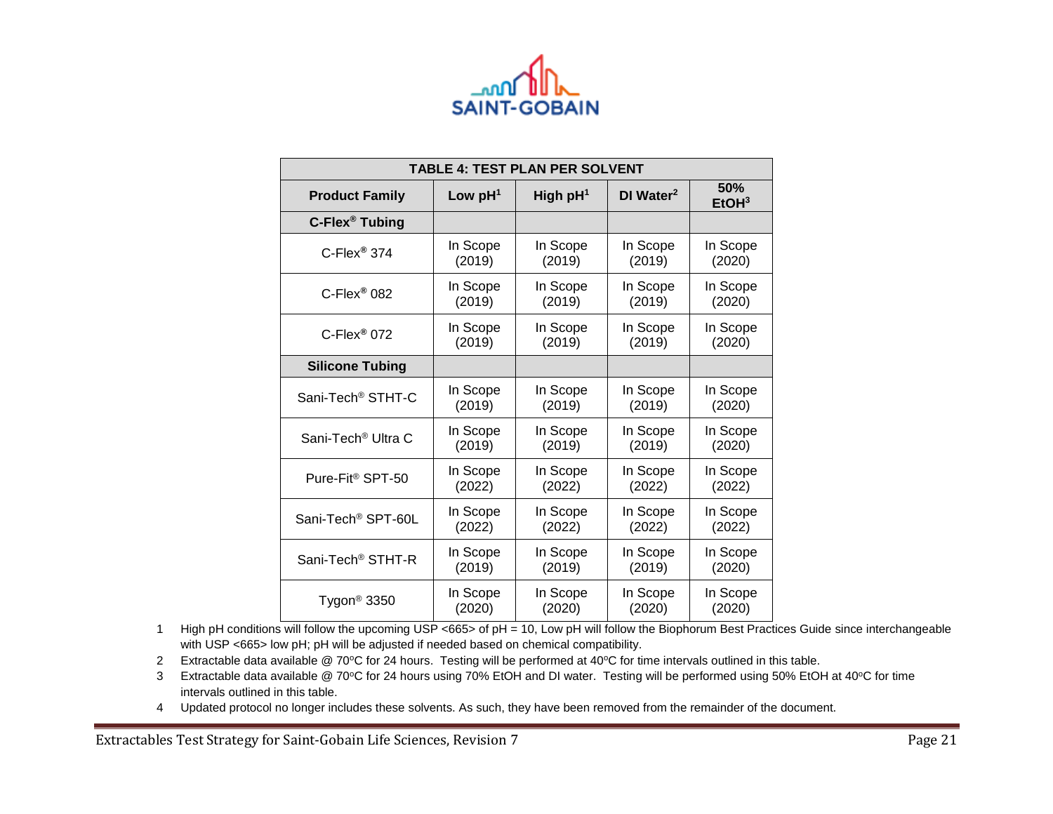| TABLE 4: TEST PLAN PER SOLVENT | | | | |
|---|---|---|---|---|
| **Product Family** | **Low pH[1]** | **High pH[1]** | **DI Water[2]** | **50% EtOH[3]** |
| **C-Flex® Tubing** | | | | |
| C-Flex® 374 | In Scope (2019) | In Scope (2019) | In Scope (2019) | In Scope (2020) |
| C-Flex® 082 | In Scope (2019) | In Scope (2019) | In Scope (2019) | In Scope (2020) |
| C-Flex® 072 | In Scope (2019) | In Scope (2019) | In Scope (2019) | In Scope (2020) |
| **Silicone Tubing** | | | | |
| Sani-Tech® STHT-C | In Scope (2019) | In Scope (2019) | In Scope (2019) | In Scope (2020) |
| Sani-Tech® Ultra C | In Scope (2019) | In Scope (2019) | In Scope (2019) | In Scope (2020) |
| Pure-Fit® SPT-50 | In Scope (2022) | In Scope (2022) | In Scope (2022) | In Scope (2022) |
| Sani-Tech® SPT-60L | In Scope (2022) | In Scope (2022) | In Scope (2022) | In Scope (2022) |
| Sani-Tech® STHT-R | In Scope (2019) | In Scope (2019) | In Scope (2019) | In Scope (2020) |
| Tygon® 3350 | In Scope (2020) | In Scope (2020) | In Scope (2020) | In Scope (2020) |

1. High pH conditions will follow the upcoming USP <665> of pH = 10, Low pH will follow the Biophorum Best Practices Guide since interchangeable with USP <665> low pH; pH will be adjusted if needed based on chemical compatibility.
2. Extractable data available @ 70°C for 24 hours. Testing will be performed at 40°C for time intervals outlined in this table.
3. Extractable data available @ 70°C for 24 hours using 70% EtOH and DI water. Testing will be performed using 50% EtOH at 40°C for time intervals outlined in this table.
4. Updated protocol no longer includes these solvents. As such, they have been removed from the remainder of the document.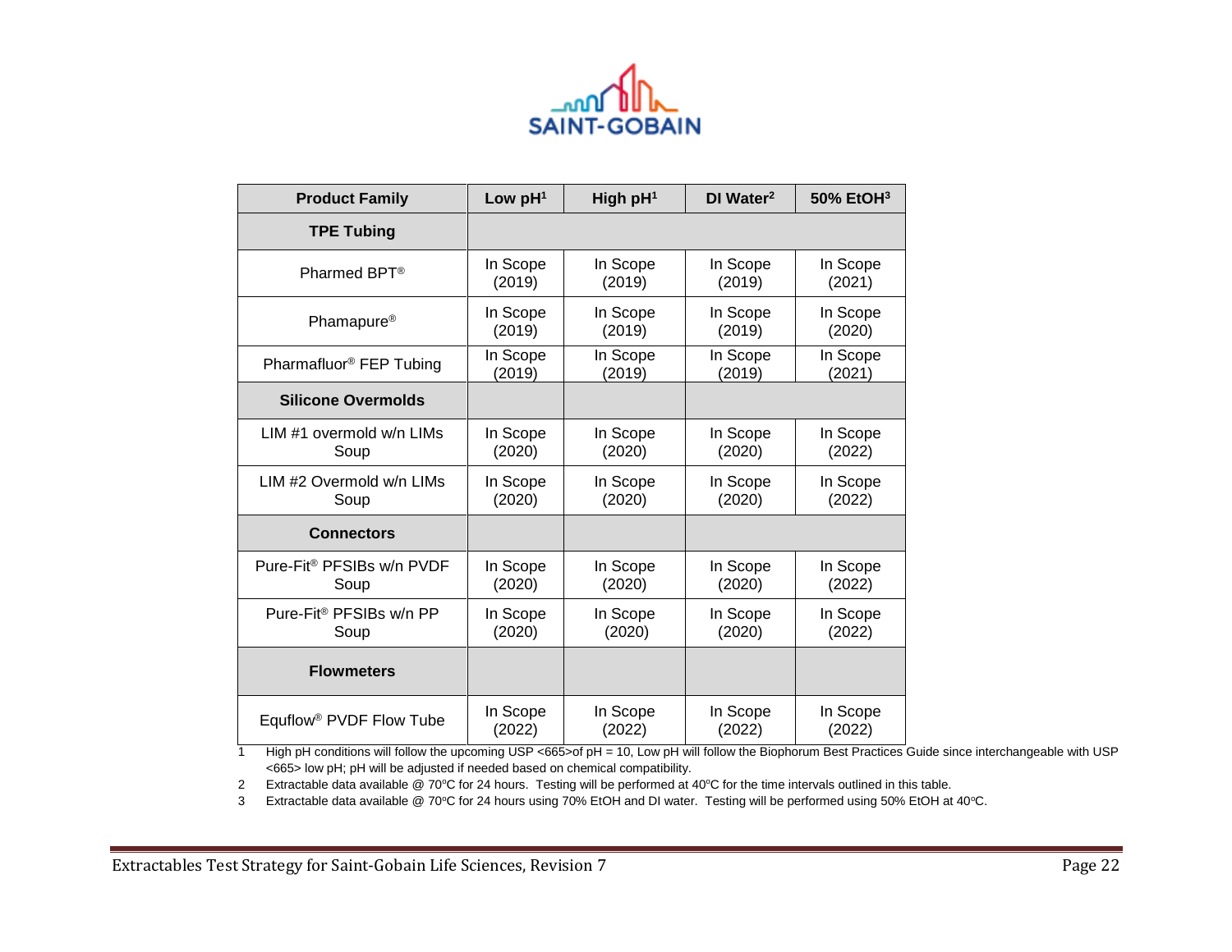| Product Family | Low pH[1] | High pH[1] | DI Water[2] | 50% EtOH[3] |
|---|---|---|---|---|
| **TPE Tubing** | | | | |
| Pharmed BPT® | In Scope (2019) | In Scope (2019) | In Scope (2019) | In Scope (2021) |
| Phamapure® | In Scope (2019) | In Scope (2019) | In Scope (2019) | In Scope (2020) |
| Pharmafluor® FEP Tubing | In Scope (2019) | In Scope (2019) | In Scope (2019) | In Scope (2021) |
| **Silicone Overmolds** | | | | |
| LIM #1 overmold w/n LIMs Soup | In Scope (2020) | In Scope (2020) | In Scope (2020) | In Scope (2022) |
| LIM #2 Overmold w/n LIMs Soup | In Scope (2020) | In Scope (2020) | In Scope (2020) | In Scope (2022) |
| **Connectors** | | | | |
| Pure-Fit® PFSIBs w/n PVDF Soup | In Scope (2020) | In Scope (2020) | In Scope (2020) | In Scope (2022) |
| Pure-Fit® PFSIBs w/n PP Soup | In Scope (2020) | In Scope (2020) | In Scope (2020) | In Scope (2022) |
| **Flowmeters** | | | | |
| Equflow® PVDF Flow Tube | In Scope (2022) | In Scope (2022) | In Scope (2022) | In Scope (2022) |

1 High pH conditions will follow the upcoming USP <665>of pH = 10, Low pH will follow the Biophorum Best Practices Guide since interchangeable with USP <665> low pH; pH will be adjusted if needed based on chemical compatibility.

2 Extractable data available @ 70°C for 24 hours. Testing will be performed at 40°C for the time intervals outlined in this table.

3 Extractable data available @ 70°C for 24 hours using 70% EtOH and DI water. Testing will be performed using 50% EtOH at 40°C.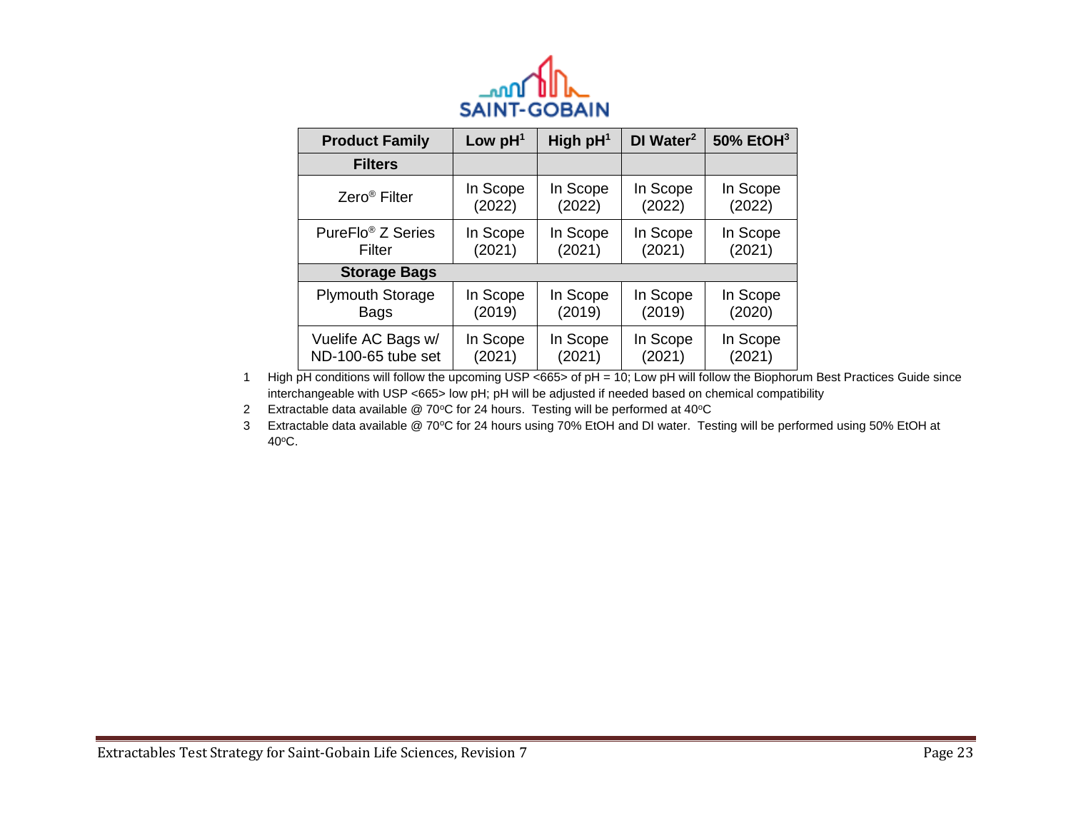| Product Family | Low pH[1] | High pH[1] | DI Water[2] | 50% EtOH[3] |
|---|---|---|---|---|
| **Filters** | | | | |
| Zero® Filter | In Scope (2022) | In Scope (2022) | In Scope (2022) | In Scope (2022) |
| PureFlo® Z Series Filter | In Scope (2021) | In Scope (2021) | In Scope (2021) | In Scope (2021) |
| **Storage Bags** | | | | |
| Plymouth Storage Bags | In Scope (2019) | In Scope (2019) | In Scope (2019) | In Scope (2020) |
| Vuelife AC Bags w/ ND-100-65 tube set | In Scope (2021) | In Scope (2021) | In Scope (2021) | In Scope (2021) |

1. High pH conditions will follow the upcoming USP <665> of pH = 10; Low pH will follow the Biophorum Best Practices Guide since interchangeable with USP <665> low pH; pH will be adjusted if needed based on chemical compatibility
2. Extractable data available @ 70°C for 24 hours. Testing will be performed at 40°C
3. Extractable data available @ 70°C for 24 hours using 70% EtOH and DI water. Testing will be performed using 50% EtOH at 40°C.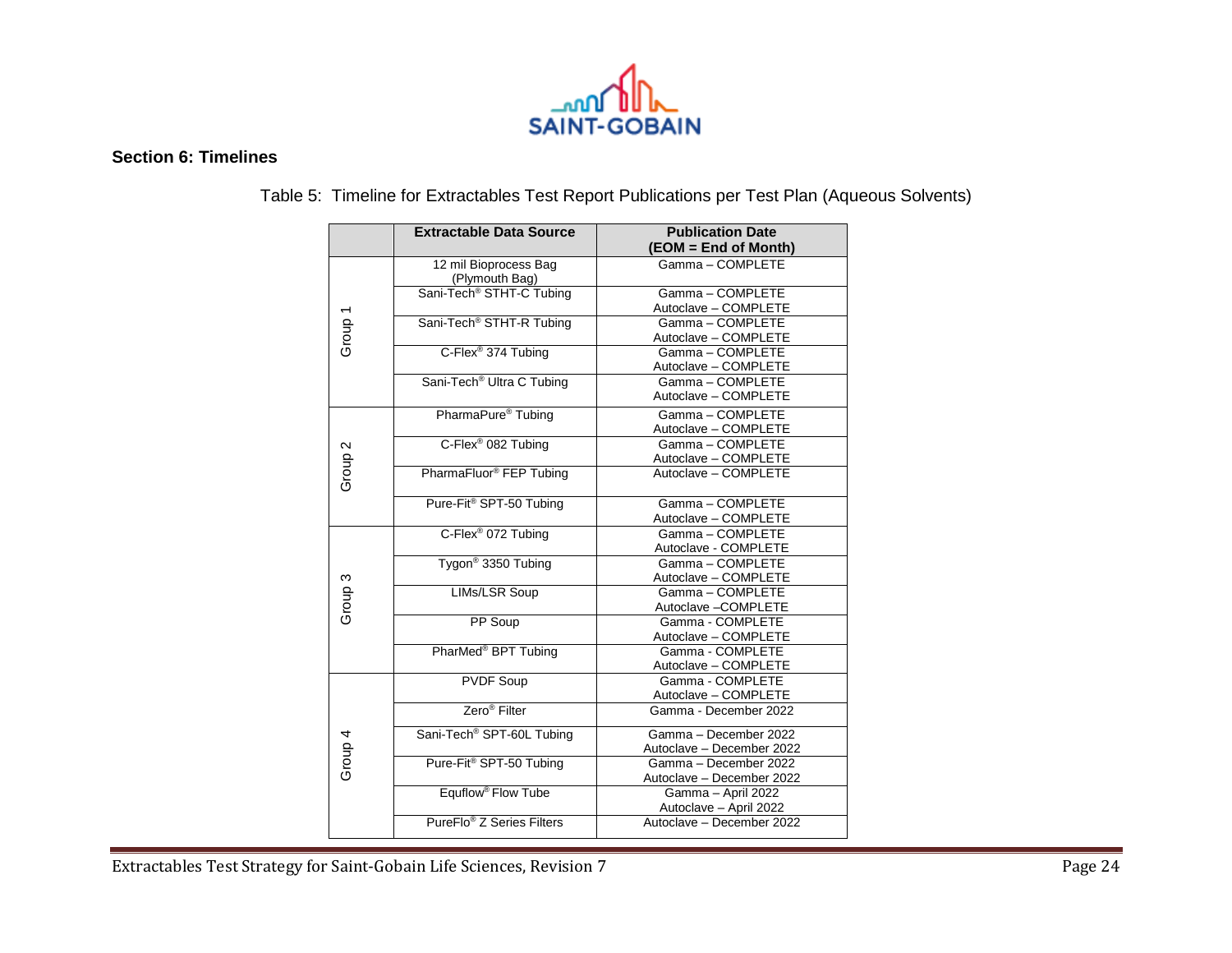## Section 6: Timelines

Table 5: Timeline for Extractables Test Report Publications per Test Plan (Aqueous Solvents)

| | Extractable Data Source | Publication Date (EOM = End of Month) |
|---|---|---|
| Group 1 | 12 mil Bioprocess Bag (Plymouth Bag) | Gamma – COMPLETE |
| | Sani-Tech® STHT-C Tubing | Gamma – COMPLETE<br>Autoclave – COMPLETE |
| | Sani-Tech® STHT-R Tubing | Gamma – COMPLETE<br>Autoclave – COMPLETE |
| | C-Flex® 374 Tubing | Gamma – COMPLETE<br>Autoclave – COMPLETE |
| | Sani-Tech® Ultra C Tubing | Gamma – COMPLETE<br>Autoclave – COMPLETE |
| Group 2 | PharmaPure® Tubing | Gamma – COMPLETE<br>Autoclave – COMPLETE |
| | C-Flex® 082 Tubing | Gamma – COMPLETE<br>Autoclave – COMPLETE |
| | PharmaFluor® FEP Tubing | Autoclave – COMPLETE |
| | Pure-Fit® SPT-50 Tubing | Gamma – COMPLETE<br>Autoclave – COMPLETE |
| Group 3 | C-Flex® 072 Tubing | Gamma – COMPLETE<br>Autoclave - COMPLETE |
| | Tygon® 3350 Tubing | Gamma – COMPLETE<br>Autoclave – COMPLETE |
| | LIMs/LSR Soup | Gamma – COMPLETE<br>Autoclave –COMPLETE |
| | PP Soup | Gamma - COMPLETE<br>Autoclave – COMPLETE |
| | PharMed® BPT Tubing | Gamma - COMPLETE<br>Autoclave – COMPLETE |
| Group 4 | PVDF Soup | Gamma - COMPLETE<br>Autoclave – COMPLETE |
| | Zero® Filter | Gamma - December 2022 |
| | Sani-Tech® SPT-60L Tubing | Gamma – December 2022<br>Autoclave – December 2022 |
| | Pure-Fit® SPT-50 Tubing | Gamma – December 2022<br>Autoclave – December 2022 |
| | Equflow® Flow Tube | Gamma – April 2022<br>Autoclave – April 2022 |
| | PureFlo® Z Series Filters | Autoclave – December 2022 |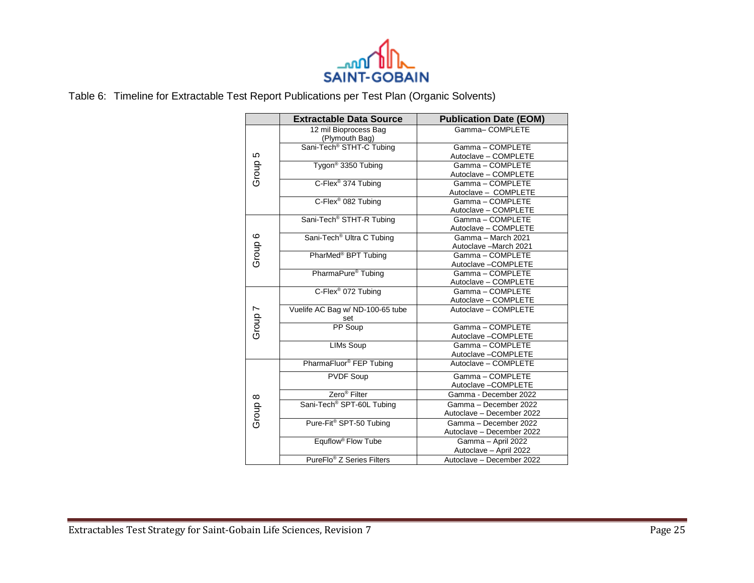Table 6: Timeline for Extractable Test Report Publications per Test Plan (Organic Solvents)

| | Extractable Data Source | Publication Date (EOM) |
|---|---|---|
| Group 5 | 12 mil Bioprocess Bag (Plymouth Bag) | Gamma– COMPLETE |
| | Sani-Tech® STHT-C Tubing | Gamma – COMPLETE<br>Autoclave – COMPLETE |
| | Tygon® 3350 Tubing | Gamma – COMPLETE<br>Autoclave – COMPLETE |
| | C-Flex® 374 Tubing | Gamma – COMPLETE<br>Autoclave – COMPLETE |
| | C-Flex® 082 Tubing | Gamma – COMPLETE<br>Autoclave – COMPLETE |
| Group 6 | Sani-Tech® STHT-R Tubing | Gamma – COMPLETE<br>Autoclave – COMPLETE |
| | Sani-Tech® Ultra C Tubing | Gamma – March 2021<br>Autoclave –March 2021 |
| | PharMed® BPT Tubing | Gamma – COMPLETE<br>Autoclave –COMPLETE |
| | PharmaPure® Tubing | Gamma – COMPLETE<br>Autoclave – COMPLETE |
| Group 7 | C-Flex® 072 Tubing | Gamma – COMPLETE<br>Autoclave – COMPLETE |
| | Vuelife AC Bag w/ ND-100-65 tube set | Autoclave – COMPLETE |
| | PP Soup | Gamma – COMPLETE<br>Autoclave –COMPLETE |
| | LIMs Soup | Gamma – COMPLETE<br>Autoclave –COMPLETE |
| Group 8 | PharmaFluor® FEP Tubing | Autoclave – COMPLETE |
| | PVDF Soup | Gamma – COMPLETE<br>Autoclave –COMPLETE |
| | Zero® Filter | Gamma - December 2022 |
| | Sani-Tech® SPT-60L Tubing | Gamma – December 2022<br>Autoclave – December 2022 |
| | Pure-Fit® SPT-50 Tubing | Gamma – December 2022<br>Autoclave – December 2022 |
| | Equflow® Flow Tube | Gamma – April 2022<br>Autoclave – April 2022 |
| | PureFlo® Z Series Filters | Autoclave – December 2022 |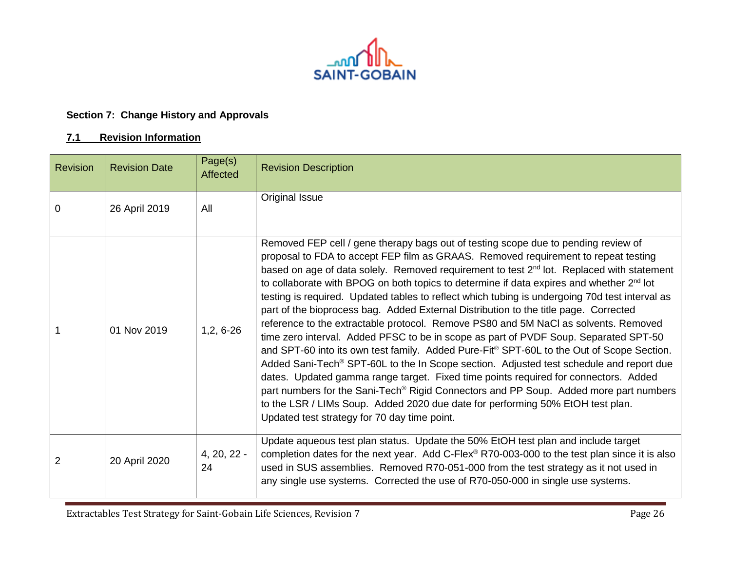## Section 7: Change History and Approvals

### 7.1 Revision Information

| Revision | Revision Date | Page(s) Affected | Revision Description |
|---|---|---|---|
| 0 | 26 April 2019 | All | Original Issue |
| 1 | 01 Nov 2019 | 1,2, 6-26 | Removed FEP cell / gene therapy bags out of testing scope due to pending review of proposal to FDA to accept FEP film as GRAAS. Removed requirement to repeat testing based on age of data solely. Removed requirement to test 2nd lot. Replaced with statement to collaborate with BPOG on both topics to determine if data expires and whether 2nd lot testing is required. Updated tables to reflect which tubing is undergoing 70d test interval as part of the bioprocess bag. Added External Distribution to the title page. Corrected reference to the extractable protocol. Remove PS80 and 5M NaCl as solvents. Removed time zero interval. Added PFSC to be in scope as part of PVDF Soup. Separated SPT-50 and SPT-60 into its own test family. Added Pure-Fit® SPT-60L to the Out of Scope Section. Added Sani-Tech® SPT-60L to the In Scope section. Adjusted test schedule and report due dates. Updated gamma range target. Fixed time points required for connectors. Added part numbers for the Sani-Tech® Rigid Connectors and PP Soup. Added more part numbers to the LSR / LIMs Soup. Added 2020 due date for performing 50% EtOH test plan. Updated test strategy for 70 day time point. |
| 2 | 20 April 2020 | 4, 20, 22 - 24 | Update aqueous test plan status. Update the 50% EtOH test plan and include target completion dates for the next year. Add C-Flex® R70-003-000 to the test plan since it is also used in SUS assemblies. Removed R70-051-000 from the test strategy as it not used in any single use systems. Corrected the use of R70-050-000 in single use systems. |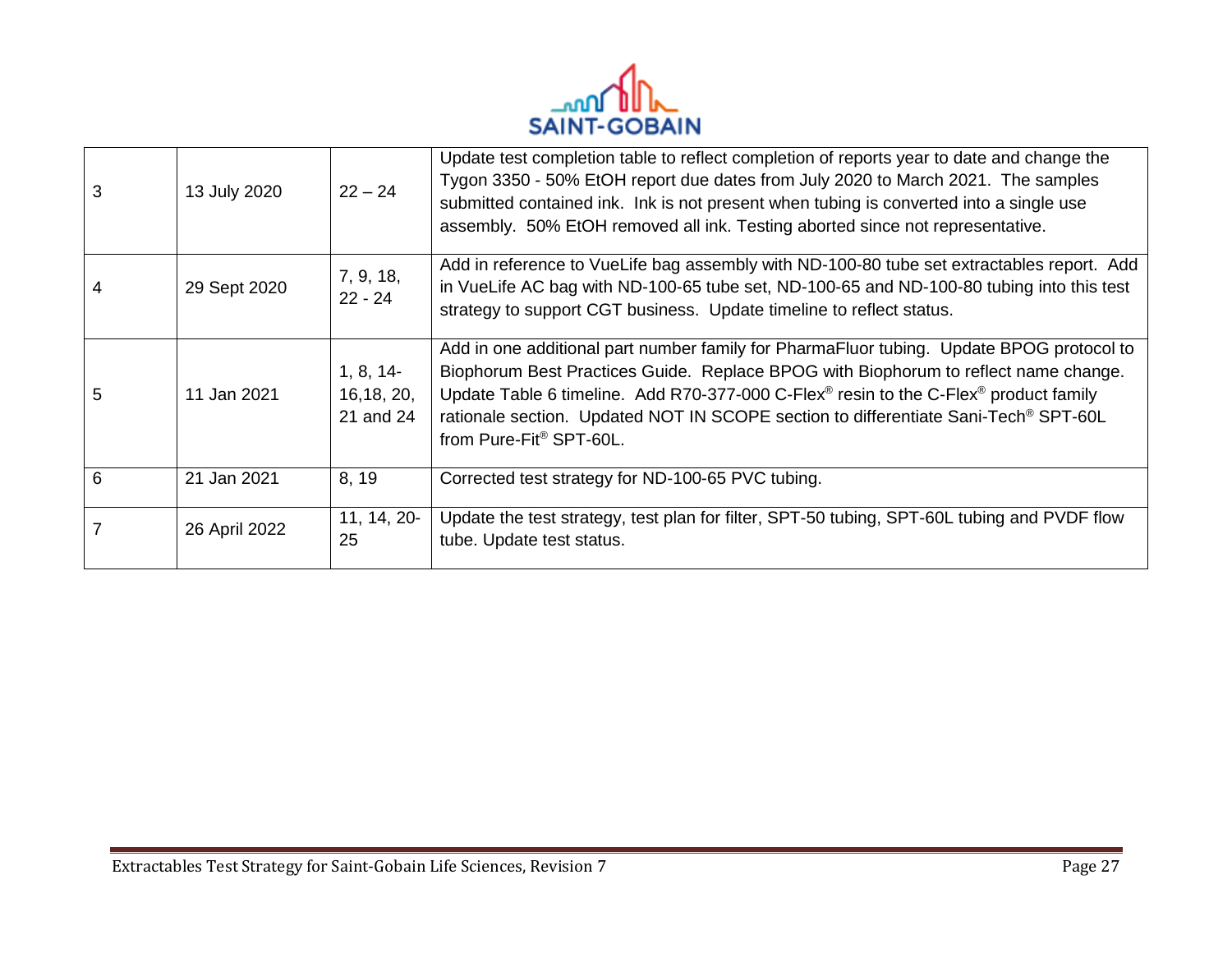| 3 | 13 July 2020 | 22 – 24 | Update test completion table to reflect completion of reports year to date and change the Tygon 3350 - 50% EtOH report due dates from July 2020 to March 2021. The samples submitted contained ink. Ink is not present when tubing is converted into a single use assembly. 50% EtOH removed all ink. Testing aborted since not representative. |
|---|---|---|---|
| 4 | 29 Sept 2020 | 7, 9, 18, 22 - 24 | Add in reference to VueLife bag assembly with ND-100-80 tube set extractables report. Add in VueLife AC bag with ND-100-65 tube set, ND-100-65 and ND-100-80 tubing into this test strategy to support CGT business. Update timeline to reflect status. |
| 5 | 11 Jan 2021 | 1, 8, 14-16,18, 20, 21 and 24 | Add in one additional part number family for PharmaFluor tubing. Update BPOG protocol to Biophorum Best Practices Guide. Replace BPOG with Biophorum to reflect name change. Update Table 6 timeline. Add R70-377-000 C-Flex® resin to the C-Flex® product family rationale section. Updated NOT IN SCOPE section to differentiate Sani-Tech® SPT-60L from Pure-Fit® SPT-60L. |
| 6 | 21 Jan 2021 | 8, 19 | Corrected test strategy for ND-100-65 PVC tubing. |
| 7 | 26 April 2022 | 11, 14, 20-25 | Update the test strategy, test plan for filter, SPT-50 tubing, SPT-60L tubing and PVDF flow tube. Update test status. |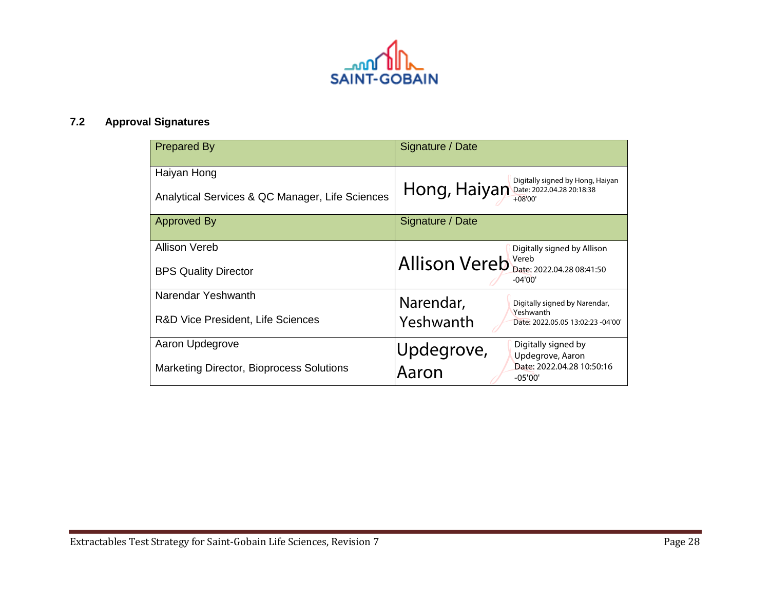### 7.2 Approval Signatures

| Prepared By | Signature / Date |
|---|---|
| Haiyan Hong<br><br>Analytical Services & QC Manager, Life Sciences | Hong, Haiyan — Digitally signed by Hong, Haiyan Date: 2022.04.28 20:18:38 +08'00' |
| **Approved By** | **Signature / Date** |
| Allison Vereb<br><br>BPS Quality Director | Allison Vereb — Digitally signed by Allison Vereb Date: 2022.04.28 08:41:50 -04'00' |
| Narendar Yeshwanth<br><br>R&D Vice President, Life Sciences | Narendar, Yeshwanth — Digitally signed by Narendar, Yeshwanth Date: 2022.05.05 13:02:23 -04'00' |
| Aaron Updegrove<br><br>Marketing Director, Bioprocess Solutions | Updegrove, Aaron — Digitally signed by Updegrove, Aaron Date: 2022.04.28 10:50:16 -05'00' |